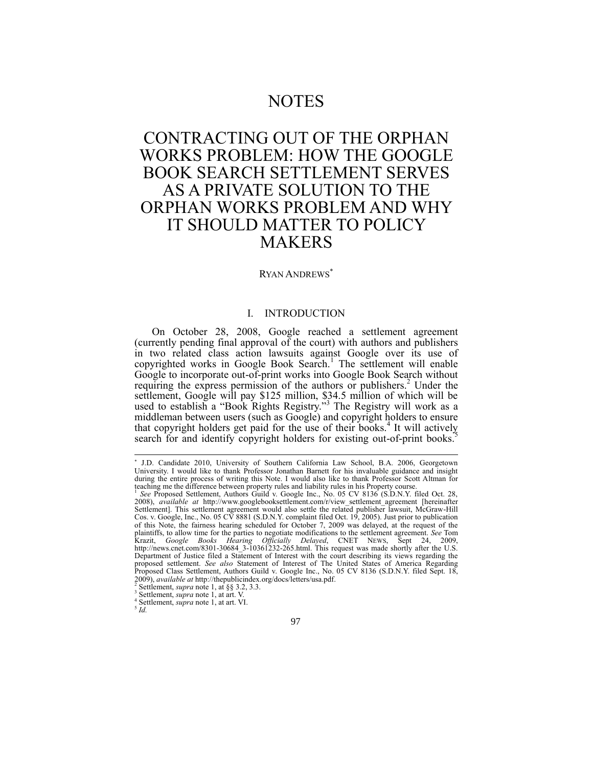# NOTES

# CONTRACTING OUT OF THE ORPHAN WORKS PROBLEM: HOW THE GOOGLE BOOK SEARCH SETTLEMENT SERVES AS A PRIVATE SOLUTION TO THE ORPHAN WORKS PROBLEM AND WHY IT SHOULD MATTER TO POLICY MAKERS

RYAN ANDREWS[*]

## I. INTRODUCTION

On October 28, 2008, Google reached a settlement agreement (currently pending final approval of the court) with authors and publishers in two related class action lawsuits against Google over its use of copyrighted works in Google Book Search.[1] The settlement will enable Google to incorporate out-of-print works into Google Book Search without requiring the express permission of the authors or publishers.[2] Under the settlement, Google will pay $125 million, $34.5 million of which will be used to establish a "Book Rights Registry."[3] The Registry will work as a middleman between users (such as Google) and copyright holders to ensure that copyright holders get paid for the use of their books.[4] It will actively search for and identify copyright holders for existing out-of-print books.[5]

---

[*] J.D. Candidate 2010, University of Southern California Law School, B.A. 2006, Georgetown University. I would like to thank Professor Jonathan Barnett for his invaluable guidance and insight during the entire process of writing this Note. I would also like to thank Professor Scott Altman for teaching me the difference between property rules and liability rules in his Property course.

[1] *See* Proposed Settlement, Authors Guild v. Google Inc., No. 05 CV 8136 (S.D.N.Y. filed Oct. 28, 2008), *available at* http://www.googlebooksettlement.com/r/view_settlement_agreement [hereinafter Settlement]. This settlement agreement would also settle the related publisher lawsuit, McGraw-Hill Cos. v. Google, Inc., No. 05 CV 8881 (S.D.N.Y. complaint filed Oct. 19, 2005). Just prior to publication of this Note, the fairness hearing scheduled for October 7, 2009 was delayed, at the request of the plaintiffs, to allow time for the parties to negotiate modifications to the settlement agreement. *See* Tom Krazit, *Google Books Hearing Officially Delayed*, CNET NEWS, Sept 24, 2009, http://news.cnet.com/8301-30684_3-10361232-265.html. This request was made shortly after the U.S. Department of Justice filed a Statement of Interest with the court describing its views regarding the proposed settlement. *See also* Statement of Interest of The United States of America Regarding Proposed Class Settlement, Authors Guild v. Google Inc., No. 05 CV 8136 (S.D.N.Y. filed Sept. 18, 2009), *available at* http://thepublicindex.org/docs/letters/usa.pdf.

[2] Settlement, *supra* note 1, at §§ 3.2, 3.3.

[3] Settlement, *supra* note 1, at art. V.

[4] Settlement, *supra* note 1, at art. VI.

[5] *Id.*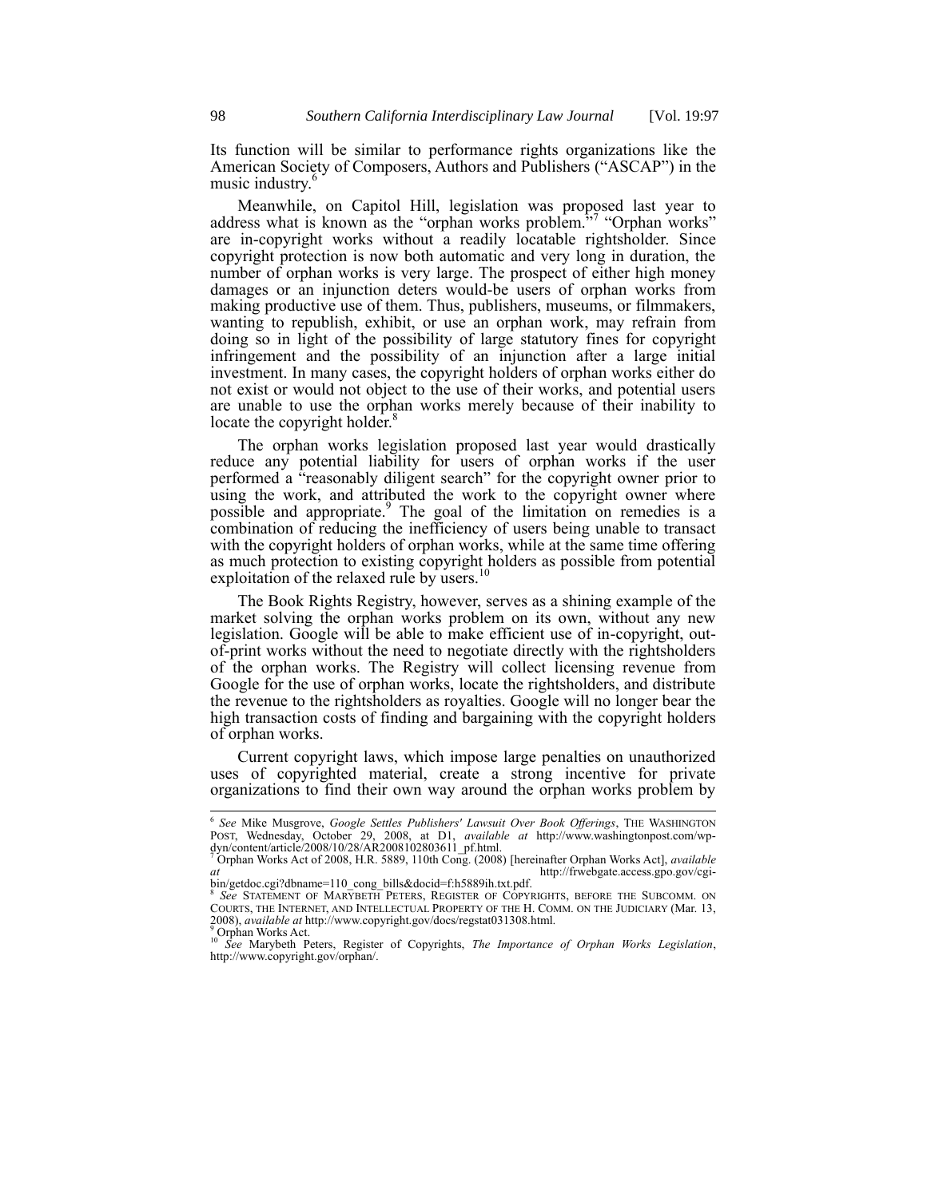Its function will be similar to performance rights organizations like the American Society of Composers, Authors and Publishers ("ASCAP") in the music industry.[6]

Meanwhile, on Capitol Hill, legislation was proposed last year to address what is known as the "orphan works problem."[7] "Orphan works" are in-copyright works without a readily locatable rightsholder. Since copyright protection is now both automatic and very long in duration, the number of orphan works is very large. The prospect of either high money damages or an injunction deters would-be users of orphan works from making productive use of them. Thus, publishers, museums, or filmmakers, wanting to republish, exhibit, or use an orphan work, may refrain from doing so in light of the possibility of large statutory fines for copyright infringement and the possibility of an injunction after a large initial investment. In many cases, the copyright holders of orphan works either do not exist or would not object to the use of their works, and potential users are unable to use the orphan works merely because of their inability to locate the copyright holder.[8]

The orphan works legislation proposed last year would drastically reduce any potential liability for users of orphan works if the user performed a "reasonably diligent search" for the copyright owner prior to using the work, and attributed the work to the copyright owner where possible and appropriate.[9] The goal of the limitation on remedies is a combination of reducing the inefficiency of users being unable to transact with the copyright holders of orphan works, while at the same time offering as much protection to existing copyright holders as possible from potential exploitation of the relaxed rule by users.[10]

The Book Rights Registry, however, serves as a shining example of the market solving the orphan works problem on its own, without any new legislation. Google will be able to make efficient use of in-copyright, out-of-print works without the need to negotiate directly with the rightsholders of the orphan works. The Registry will collect licensing revenue from Google for the use of orphan works, locate the rightsholders, and distribute the revenue to the rightsholders as royalties. Google will no longer bear the high transaction costs of finding and bargaining with the copyright holders of orphan works.

Current copyright laws, which impose large penalties on unauthorized uses of copyrighted material, create a strong incentive for private organizations to find their own way around the orphan works problem by

---

[6] *See* Mike Musgrove, *Google Settles Publishers' Lawsuit Over Book Offerings*, THE WASHINGTON POST, Wednesday, October 29, 2008, at D1, *available at* http://www.washingtonpost.com/wp-dyn/content/article/2008/10/28/AR2008102803611_pf.html.

[7] Orphan Works Act of 2008, H.R. 5889, 110th Cong. (2008) [hereinafter Orphan Works Act], *available at* http://frwebgate.access.gpo.gov/cgi-bin/getdoc.cgi?dbname=110_cong_bills&docid=f:h5889ih.txt.pdf.

[8] *See* STATEMENT OF MARYBETH PETERS, REGISTER OF COPYRIGHTS, BEFORE THE SUBCOMM. ON COURTS, THE INTERNET, AND INTELLECTUAL PROPERTY OF THE H. COMM. ON THE JUDICIARY (Mar. 13, 2008), *available at* http://www.copyright.gov/docs/regstat031308.html.

[9] Orphan Works Act.

[10] *See* Marybeth Peters, Register of Copyrights, *The Importance of Orphan Works Legislation*, http://www.copyright.gov/orphan/.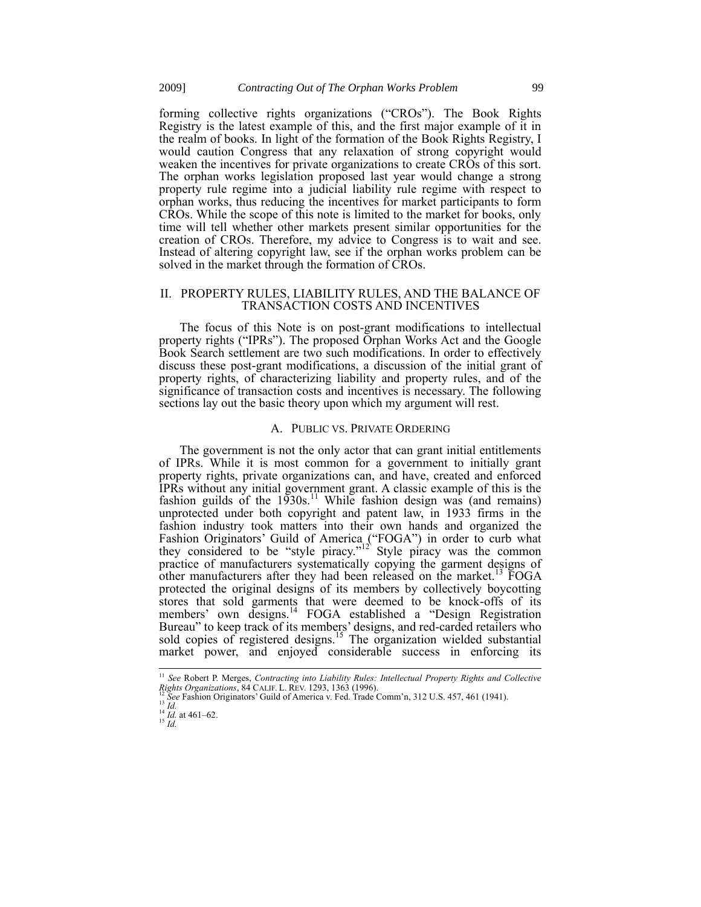forming collective rights organizations ("CROs"). The Book Rights Registry is the latest example of this, and the first major example of it in the realm of books. In light of the formation of the Book Rights Registry, I would caution Congress that any relaxation of strong copyright would weaken the incentives for private organizations to create CROs of this sort. The orphan works legislation proposed last year would change a strong property rule regime into a judicial liability rule regime with respect to orphan works, thus reducing the incentives for market participants to form CROs. While the scope of this note is limited to the market for books, only time will tell whether other markets present similar opportunities for the creation of CROs. Therefore, my advice to Congress is to wait and see. Instead of altering copyright law, see if the orphan works problem can be solved in the market through the formation of CROs.

## II. PROPERTY RULES, LIABILITY RULES, AND THE BALANCE OF TRANSACTION COSTS AND INCENTIVES

The focus of this Note is on post-grant modifications to intellectual property rights ("IPRs"). The proposed Orphan Works Act and the Google Book Search settlement are two such modifications. In order to effectively discuss these post-grant modifications, a discussion of the initial grant of property rights, of characterizing liability and property rules, and of the significance of transaction costs and incentives is necessary. The following sections lay out the basic theory upon which my argument will rest.

### A. PUBLIC VS. PRIVATE ORDERING

The government is not the only actor that can grant initial entitlements of IPRs. While it is most common for a government to initially grant property rights, private organizations can, and have, created and enforced IPRs without any initial government grant. A classic example of this is the fashion guilds of the 1930s.[11] While fashion design was (and remains) unprotected under both copyright and patent law, in 1933 firms in the fashion industry took matters into their own hands and organized the Fashion Originators' Guild of America ("FOGA") in order to curb what they considered to be "style piracy."[12] Style piracy was the common practice of manufacturers systematically copying the garment designs of other manufacturers after they had been released on the market.[13] FOGA protected the original designs of its members by collectively boycotting stores that sold garments that were deemed to be knock-offs of its members' own designs.[14] FOGA established a "Design Registration Bureau" to keep track of its members' designs, and red-carded retailers who sold copies of registered designs.[15] The organization wielded substantial market power, and enjoyed considerable success in enforcing its

---

[11] *See* Robert P. Merges, *Contracting into Liability Rules: Intellectual Property Rights and Collective Rights Organizations*, 84 CALIF. L. REV. 1293, 1363 (1996).

[12] *See* Fashion Originators' Guild of America v. Fed. Trade Comm'n, 312 U.S. 457, 461 (1941).

[13] *Id.*

[14] *Id.* at 461–62.

[15] *Id.*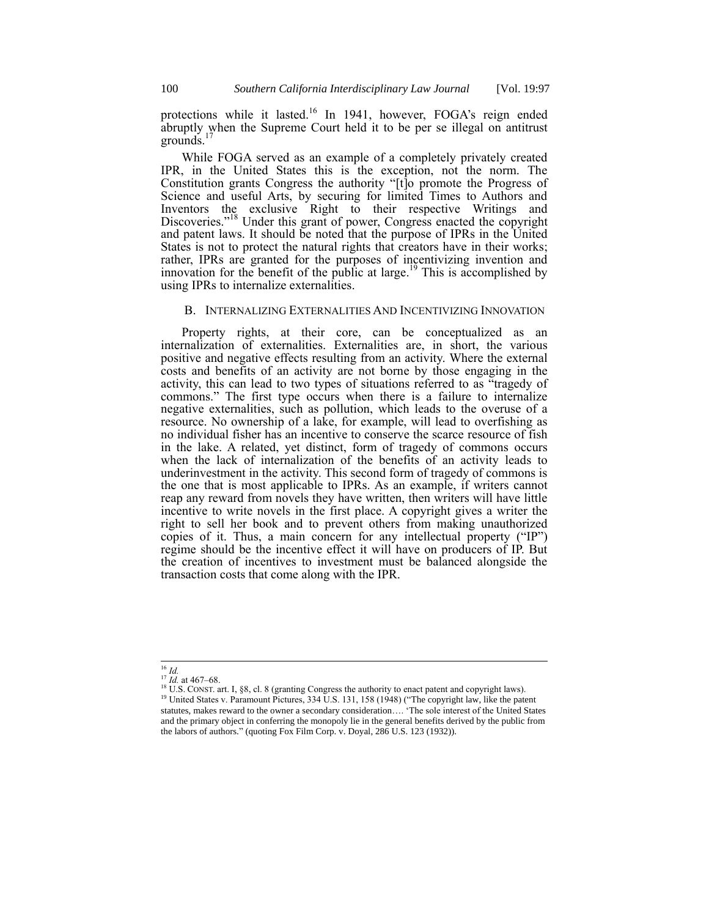protections while it lasted.[16] In 1941, however, FOGA's reign ended abruptly when the Supreme Court held it to be per se illegal on antitrust grounds.[17]

While FOGA served as an example of a completely privately created IPR, in the United States this is the exception, not the norm. The Constitution grants Congress the authority "[t]o promote the Progress of Science and useful Arts, by securing for limited Times to Authors and Inventors the exclusive Right to their respective Writings and Discoveries."[18] Under this grant of power, Congress enacted the copyright and patent laws. It should be noted that the purpose of IPRs in the United States is not to protect the natural rights that creators have in their works; rather, IPRs are granted for the purposes of incentivizing invention and innovation for the benefit of the public at large.[19] This is accomplished by using IPRs to internalize externalities.

### B. Internalizing Externalities And Incentivizing Innovation

Property rights, at their core, can be conceptualized as an internalization of externalities. Externalities are, in short, the various positive and negative effects resulting from an activity. Where the external costs and benefits of an activity are not borne by those engaging in the activity, this can lead to two types of situations referred to as "tragedy of commons." The first type occurs when there is a failure to internalize negative externalities, such as pollution, which leads to the overuse of a resource. No ownership of a lake, for example, will lead to overfishing as no individual fisher has an incentive to conserve the scarce resource of fish in the lake. A related, yet distinct, form of tragedy of commons occurs when the lack of internalization of the benefits of an activity leads to underinvestment in the activity. This second form of tragedy of commons is the one that is most applicable to IPRs. As an example, if writers cannot reap any reward from novels they have written, then writers will have little incentive to write novels in the first place. A copyright gives a writer the right to sell her book and to prevent others from making unauthorized copies of it. Thus, a main concern for any intellectual property ("IP") regime should be the incentive effect it will have on producers of IP. But the creation of incentives to investment must be balanced alongside the transaction costs that come along with the IPR.

---

[16] *Id.*

[17] *Id.* at 467–68.

[18] U.S. CONST. art. I, §8, cl. 8 (granting Congress the authority to enact patent and copyright laws).

[19] United States v. Paramount Pictures, 334 U.S. 131, 158 (1948) ("The copyright law, like the patent statutes, makes reward to the owner a secondary consideration…. 'The sole interest of the United States and the primary object in conferring the monopoly lie in the general benefits derived by the public from the labors of authors." (quoting Fox Film Corp. v. Doyal, 286 U.S. 123 (1932)).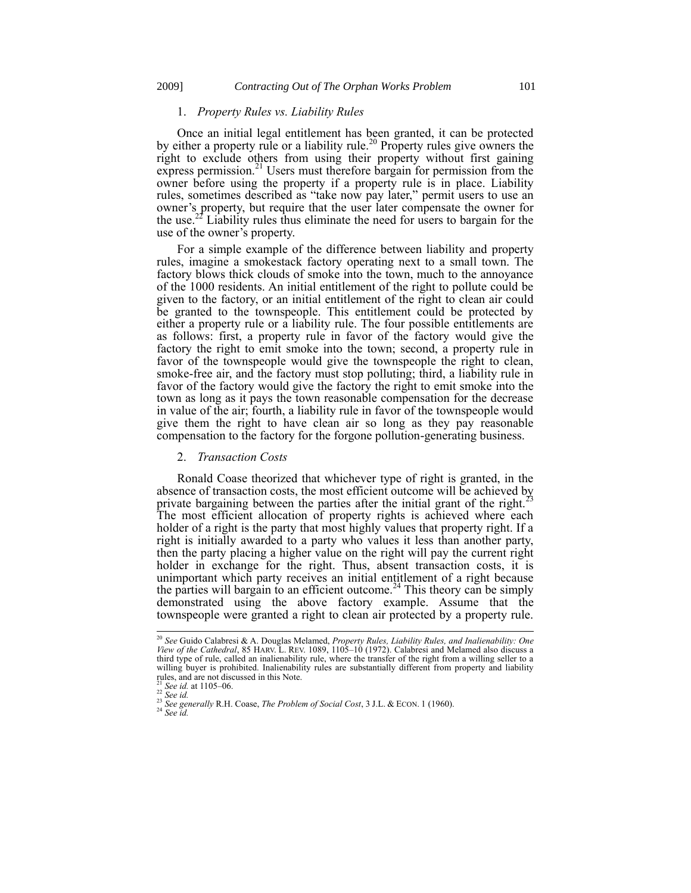### 1. *Property Rules vs. Liability Rules*

Once an initial legal entitlement has been granted, it can be protected by either a property rule or a liability rule.[20] Property rules give owners the right to exclude others from using their property without first gaining express permission.[21] Users must therefore bargain for permission from the owner before using the property if a property rule is in place. Liability rules, sometimes described as "take now pay later," permit users to use an owner's property, but require that the user later compensate the owner for the use.[22] Liability rules thus eliminate the need for users to bargain for the use of the owner's property.

For a simple example of the difference between liability and property rules, imagine a smokestack factory operating next to a small town. The factory blows thick clouds of smoke into the town, much to the annoyance of the 1000 residents. An initial entitlement of the right to pollute could be given to the factory, or an initial entitlement of the right to clean air could be granted to the townspeople. This entitlement could be protected by either a property rule or a liability rule. The four possible entitlements are as follows: first, a property rule in favor of the factory would give the factory the right to emit smoke into the town; second, a property rule in favor of the townspeople would give the townspeople the right to clean, smoke-free air, and the factory must stop polluting; third, a liability rule in favor of the factory would give the factory the right to emit smoke into the town as long as it pays the town reasonable compensation for the decrease in value of the air; fourth, a liability rule in favor of the townspeople would give them the right to have clean air so long as they pay reasonable compensation to the factory for the forgone pollution-generating business.

### 2. *Transaction Costs*

Ronald Coase theorized that whichever type of right is granted, in the absence of transaction costs, the most efficient outcome will be achieved by private bargaining between the parties after the initial grant of the right.[23] The most efficient allocation of property rights is achieved where each holder of a right is the party that most highly values that property right. If a right is initially awarded to a party who values it less than another party, then the party placing a higher value on the right will pay the current right holder in exchange for the right. Thus, absent transaction costs, it is unimportant which party receives an initial entitlement of a right because the parties will bargain to an efficient outcome.[24] This theory can be simply demonstrated using the above factory example. Assume that the townspeople were granted a right to clean air protected by a property rule.

---

[20] *See* Guido Calabresi & A. Douglas Melamed, *Property Rules, Liability Rules, and Inalienability: One View of the Cathedral*, 85 HARV. L. REV. 1089, 1105–10 (1972). Calabresi and Melamed also discuss a third type of rule, called an inalienability rule, where the transfer of the right from a willing seller to a willing buyer is prohibited. Inalienability rules are substantially different from property and liability rules, and are not discussed in this Note.

[21] *See id.* at 1105–06.

[22] *See id.*

[23] *See generally* R.H. Coase, *The Problem of Social Cost*, 3 J.L. & ECON. 1 (1960).

[24] *See id.*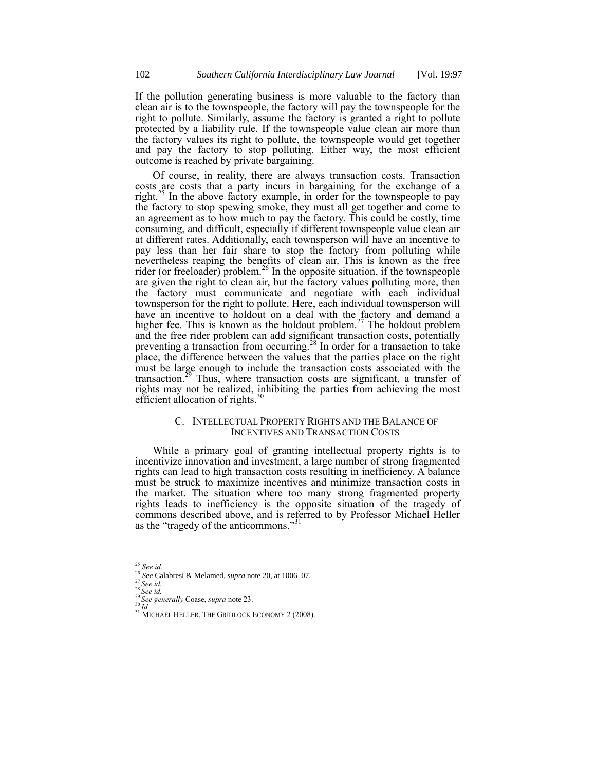If the pollution generating business is more valuable to the factory than clean air is to the townspeople, the factory will pay the townspeople for the right to pollute. Similarly, assume the factory is granted a right to pollute protected by a liability rule. If the townspeople value clean air more than the factory values its right to pollute, the townspeople would get together and pay the factory to stop polluting. Either way, the most efficient outcome is reached by private bargaining.

Of course, in reality, there are always transaction costs. Transaction costs are costs that a party incurs in bargaining for the exchange of a right.[25] In the above factory example, in order for the townspeople to pay the factory to stop spewing smoke, they must all get together and come to an agreement as to how much to pay the factory. This could be costly, time consuming, and difficult, especially if different townspeople value clean air at different rates. Additionally, each townsperson will have an incentive to pay less than her fair share to stop the factory from polluting while nevertheless reaping the benefits of clean air. This is known as the free rider (or freeloader) problem.[26] In the opposite situation, if the townspeople are given the right to clean air, but the factory values polluting more, then the factory must communicate and negotiate with each individual townsperson for the right to pollute. Here, each individual townsperson will have an incentive to holdout on a deal with the factory and demand a higher fee. This is known as the holdout problem.[27] The holdout problem and the free rider problem can add significant transaction costs, potentially preventing a transaction from occurring.[28] In order for a transaction to take place, the difference between the values that the parties place on the right must be large enough to include the transaction costs associated with the transaction.[29] Thus, where transaction costs are significant, a transfer of rights may not be realized, inhibiting the parties from achieving the most efficient allocation of rights.[30]

### C. Intellectual Property Rights and the Balance of Incentives and Transaction Costs

While a primary goal of granting intellectual property rights is to incentivize innovation and investment, a large number of strong fragmented rights can lead to high transaction costs resulting in inefficiency. A balance must be struck to maximize incentives and minimize transaction costs in the market. The situation where too many strong fragmented property rights leads to inefficiency is the opposite situation of the tragedy of commons described above, and is referred to by Professor Michael Heller as the "tragedy of the anticommons."[31]

---

[25] *See id.*

[26] *See* Calabresi & Melamed, *supra* note 20, at 1006–07.

[27] *See id.*

[28] *See id.*

[29] *See generally* Coase, *supra* note 23.

[30] *Id.*

[31] Michael Heller, The Gridlock Economy 2 (2008).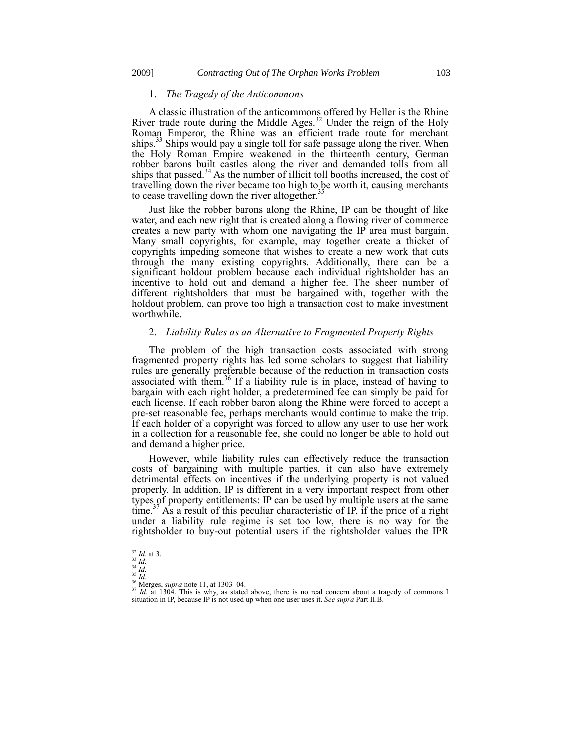### 1. *The Tragedy of the Anticommons*

A classic illustration of the anticommons offered by Heller is the Rhine River trade route during the Middle Ages.[32] Under the reign of the Holy Roman Emperor, the Rhine was an efficient trade route for merchant ships.[33] Ships would pay a single toll for safe passage along the river. When the Holy Roman Empire weakened in the thirteenth century, German robber barons built castles along the river and demanded tolls from all ships that passed.[34] As the number of illicit toll booths increased, the cost of travelling down the river became too high to be worth it, causing merchants to cease travelling down the river altogether.[35]

Just like the robber barons along the Rhine, IP can be thought of like water, and each new right that is created along a flowing river of commerce creates a new party with whom one navigating the IP area must bargain. Many small copyrights, for example, may together create a thicket of copyrights impeding someone that wishes to create a new work that cuts through the many existing copyrights. Additionally, there can be a significant holdout problem because each individual rightsholder has an incentive to hold out and demand a higher fee. The sheer number of different rightsholders that must be bargained with, together with the holdout problem, can prove too high a transaction cost to make investment worthwhile.

### 2. *Liability Rules as an Alternative to Fragmented Property Rights*

The problem of the high transaction costs associated with strong fragmented property rights has led some scholars to suggest that liability rules are generally preferable because of the reduction in transaction costs associated with them.[36] If a liability rule is in place, instead of having to bargain with each right holder, a predetermined fee can simply be paid for each license. If each robber baron along the Rhine were forced to accept a pre-set reasonable fee, perhaps merchants would continue to make the trip. If each holder of a copyright was forced to allow any user to use her work in a collection for a reasonable fee, she could no longer be able to hold out and demand a higher price.

However, while liability rules can effectively reduce the transaction costs of bargaining with multiple parties, it can also have extremely detrimental effects on incentives if the underlying property is not valued properly. In addition, IP is different in a very important respect from other types of property entitlements: IP can be used by multiple users at the same time.[37] As a result of this peculiar characteristic of IP, if the price of a right under a liability rule regime is set too low, there is no way for the rightsholder to buy-out potential users if the rightsholder values the IPR

---

[32] *Id.* at 3.
[33] *Id.*
[34] *Id.*
[35] *Id.*
[36] Merges, *supra* note 11, at 1303–04.
[37] *Id.* at 1304. This is why, as stated above, there is no real concern about a tragedy of commons I situation in IP, because IP is not used up when one user uses it. *See supra* Part II.B.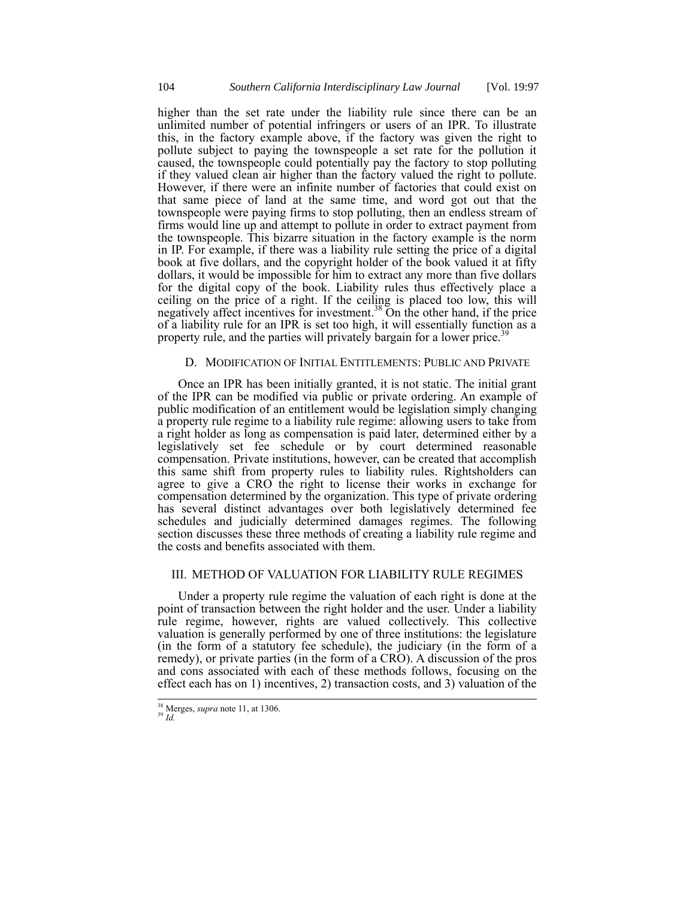higher than the set rate under the liability rule since there can be an unlimited number of potential infringers or users of an IPR. To illustrate this, in the factory example above, if the factory was given the right to pollute subject to paying the townspeople a set rate for the pollution it caused, the townspeople could potentially pay the factory to stop polluting if they valued clean air higher than the factory valued the right to pollute. However, if there were an infinite number of factories that could exist on that same piece of land at the same time, and word got out that the townspeople were paying firms to stop polluting, then an endless stream of firms would line up and attempt to pollute in order to extract payment from the townspeople. This bizarre situation in the factory example is the norm in IP. For example, if there was a liability rule setting the price of a digital book at five dollars, and the copyright holder of the book valued it at fifty dollars, it would be impossible for him to extract any more than five dollars for the digital copy of the book. Liability rules thus effectively place a ceiling on the price of a right. If the ceiling is placed too low, this will negatively affect incentives for investment.[38] On the other hand, if the price of a liability rule for an IPR is set too high, it will essentially function as a property rule, and the parties will privately bargain for a lower price.[39]

### D. Modification of Initial Entitlements: Public and Private

Once an IPR has been initially granted, it is not static. The initial grant of the IPR can be modified via public or private ordering. An example of public modification of an entitlement would be legislation simply changing a property rule regime to a liability rule regime: allowing users to take from a right holder as long as compensation is paid later, determined either by a legislatively set fee schedule or by court determined reasonable compensation. Private institutions, however, can be created that accomplish this same shift from property rules to liability rules. Rightsholders can agree to give a CRO the right to license their works in exchange for compensation determined by the organization. This type of private ordering has several distinct advantages over both legislatively determined fee schedules and judicially determined damages regimes. The following section discusses these three methods of creating a liability rule regime and the costs and benefits associated with them.

## III. Method of Valuation for Liability Rule Regimes

Under a property rule regime the valuation of each right is done at the point of transaction between the right holder and the user. Under a liability rule regime, however, rights are valued collectively. This collective valuation is generally performed by one of three institutions: the legislature (in the form of a statutory fee schedule), the judiciary (in the form of a remedy), or private parties (in the form of a CRO). A discussion of the pros and cons associated with each of these methods follows, focusing on the effect each has on 1) incentives, 2) transaction costs, and 3) valuation of the

---

[38] Merges, *supra* note 11, at 1306.

[39] *Id.*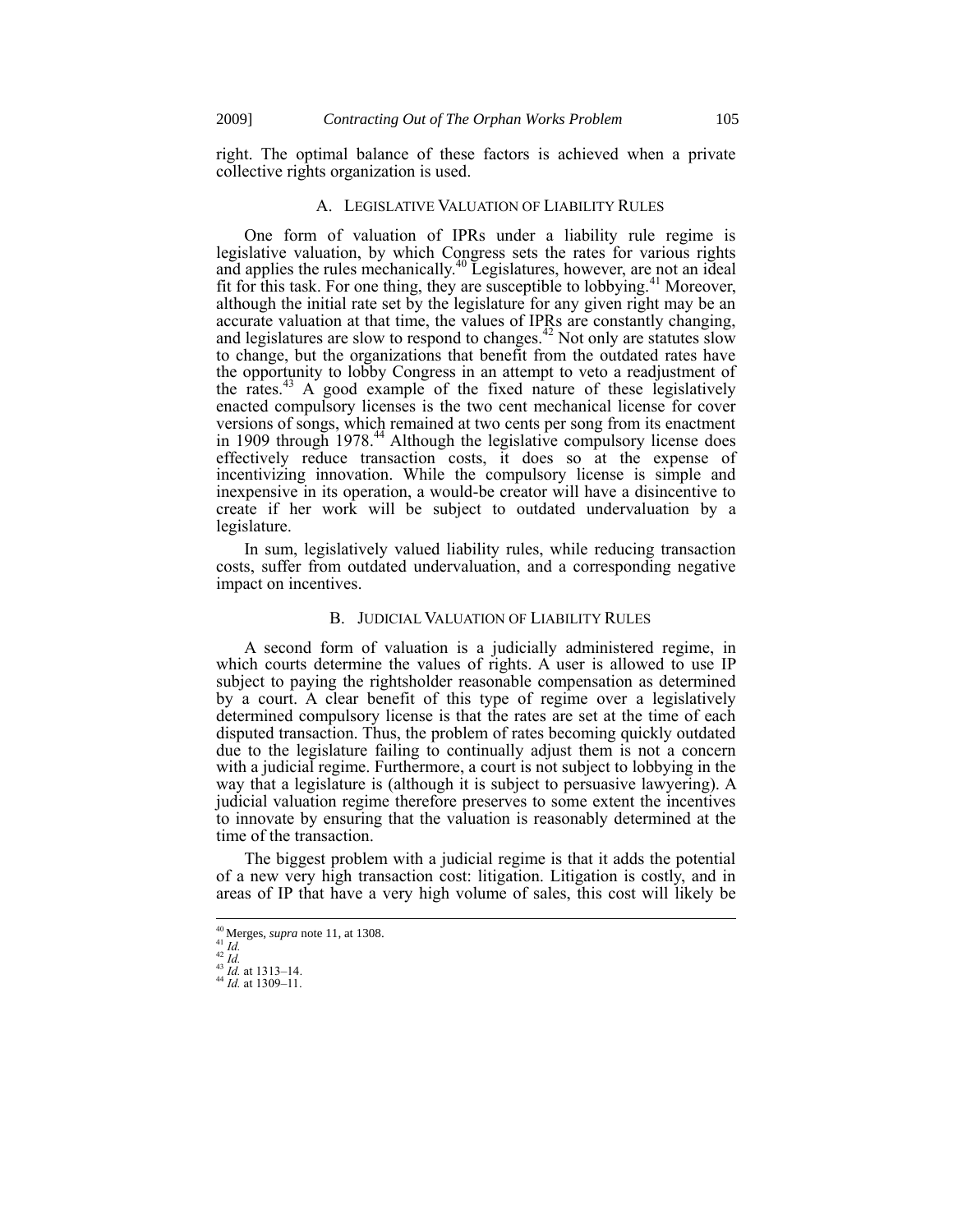right. The optimal balance of these factors is achieved when a private collective rights organization is used.

### A. LEGISLATIVE VALUATION OF LIABILITY RULES

One form of valuation of IPRs under a liability rule regime is legislative valuation, by which Congress sets the rates for various rights and applies the rules mechanically.[40] Legislatures, however, are not an ideal fit for this task. For one thing, they are susceptible to lobbying.[41] Moreover, although the initial rate set by the legislature for any given right may be an accurate valuation at that time, the values of IPRs are constantly changing, and legislatures are slow to respond to changes.[42] Not only are statutes slow to change, but the organizations that benefit from the outdated rates have the opportunity to lobby Congress in an attempt to veto a readjustment of the rates.[43] A good example of the fixed nature of these legislatively enacted compulsory licenses is the two cent mechanical license for cover versions of songs, which remained at two cents per song from its enactment in 1909 through 1978.[44] Although the legislative compulsory license does effectively reduce transaction costs, it does so at the expense of incentivizing innovation. While the compulsory license is simple and inexpensive in its operation, a would-be creator will have a disincentive to create if her work will be subject to outdated undervaluation by a legislature.

In sum, legislatively valued liability rules, while reducing transaction costs, suffer from outdated undervaluation, and a corresponding negative impact on incentives.

### B. JUDICIAL VALUATION OF LIABILITY RULES

A second form of valuation is a judicially administered regime, in which courts determine the values of rights. A user is allowed to use IP subject to paying the rightsholder reasonable compensation as determined by a court. A clear benefit of this type of regime over a legislatively determined compulsory license is that the rates are set at the time of each disputed transaction. Thus, the problem of rates becoming quickly outdated due to the legislature failing to continually adjust them is not a concern with a judicial regime. Furthermore, a court is not subject to lobbying in the way that a legislature is (although it is subject to persuasive lawyering). A judicial valuation regime therefore preserves to some extent the incentives to innovate by ensuring that the valuation is reasonably determined at the time of the transaction.

The biggest problem with a judicial regime is that it adds the potential of a new very high transaction cost: litigation. Litigation is costly, and in areas of IP that have a very high volume of sales, this cost will likely be

---

[40] Merges, *supra* note 11, at 1308.
[41] *Id.*
[42] *Id.*
[43] *Id.* at 1313–14.
[44] *Id.* at 1309–11.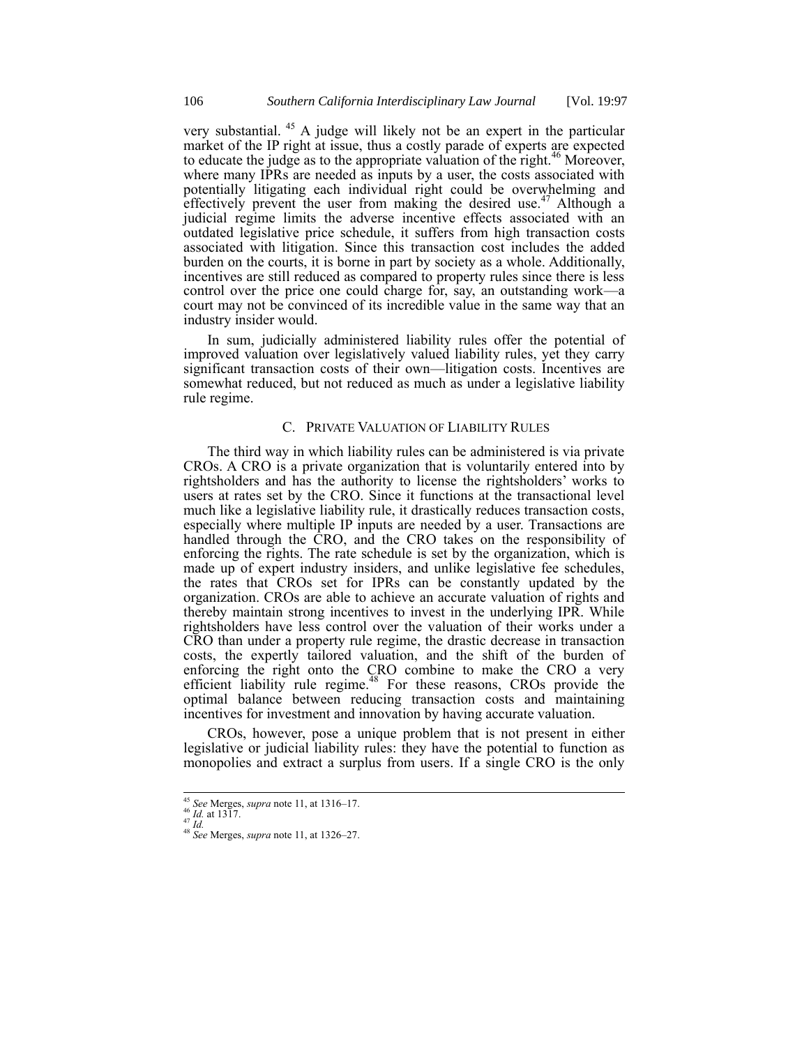very substantial. [45] A judge will likely not be an expert in the particular market of the IP right at issue, thus a costly parade of experts are expected to educate the judge as to the appropriate valuation of the right.[46] Moreover, where many IPRs are needed as inputs by a user, the costs associated with potentially litigating each individual right could be overwhelming and effectively prevent the user from making the desired use.[47] Although a judicial regime limits the adverse incentive effects associated with an outdated legislative price schedule, it suffers from high transaction costs associated with litigation. Since this transaction cost includes the added burden on the courts, it is borne in part by society as a whole. Additionally, incentives are still reduced as compared to property rules since there is less control over the price one could charge for, say, an outstanding work—a court may not be convinced of its incredible value in the same way that an industry insider would.

In sum, judicially administered liability rules offer the potential of improved valuation over legislatively valued liability rules, yet they carry significant transaction costs of their own—litigation costs. Incentives are somewhat reduced, but not reduced as much as under a legislative liability rule regime.

### C. Private Valuation of Liability Rules

The third way in which liability rules can be administered is via private CROs. A CRO is a private organization that is voluntarily entered into by rightsholders and has the authority to license the rightsholders' works to users at rates set by the CRO. Since it functions at the transactional level much like a legislative liability rule, it drastically reduces transaction costs, especially where multiple IP inputs are needed by a user. Transactions are handled through the CRO, and the CRO takes on the responsibility of enforcing the rights. The rate schedule is set by the organization, which is made up of expert industry insiders, and unlike legislative fee schedules, the rates that CROs set for IPRs can be constantly updated by the organization. CROs are able to achieve an accurate valuation of rights and thereby maintain strong incentives to invest in the underlying IPR. While rightsholders have less control over the valuation of their works under a CRO than under a property rule regime, the drastic decrease in transaction costs, the expertly tailored valuation, and the shift of the burden of enforcing the right onto the CRO combine to make the CRO a very efficient liability rule regime.[48] For these reasons, CROs provide the optimal balance between reducing transaction costs and maintaining incentives for investment and innovation by having accurate valuation.

CROs, however, pose a unique problem that is not present in either legislative or judicial liability rules: they have the potential to function as monopolies and extract a surplus from users. If a single CRO is the only

---

[45] *See* Merges, *supra* note 11, at 1316–17.
[46] *Id.* at 1317.
[47] *Id.*
[48] *See* Merges, *supra* note 11, at 1326–27.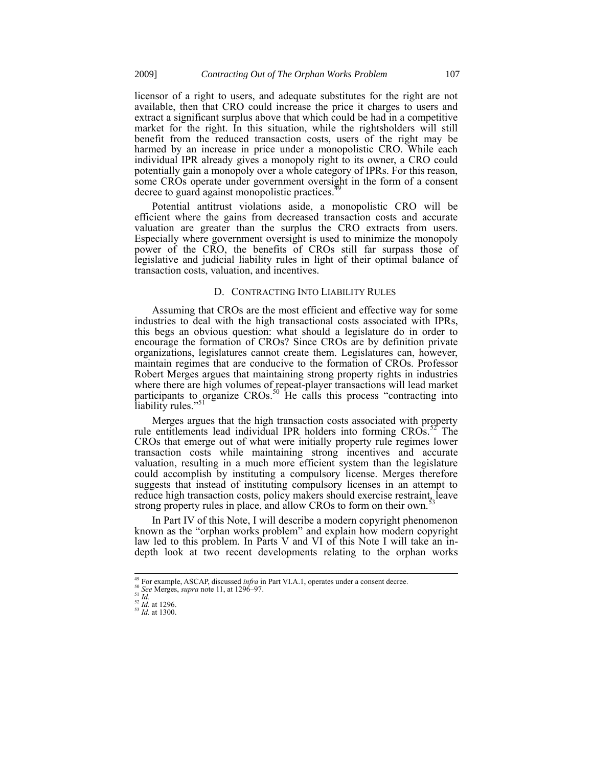licensor of a right to users, and adequate substitutes for the right are not available, then that CRO could increase the price it charges to users and extract a significant surplus above that which could be had in a competitive market for the right. In this situation, while the rightsholders will still benefit from the reduced transaction costs, users of the right may be harmed by an increase in price under a monopolistic CRO. While each individual IPR already gives a monopoly right to its owner, a CRO could potentially gain a monopoly over a whole category of IPRs. For this reason, some CROs operate under government oversight in the form of a consent decree to guard against monopolistic practices.[49]

Potential antitrust violations aside, a monopolistic CRO will be efficient where the gains from decreased transaction costs and accurate valuation are greater than the surplus the CRO extracts from users. Especially where government oversight is used to minimize the monopoly power of the CRO, the benefits of CROs still far surpass those of legislative and judicial liability rules in light of their optimal balance of transaction costs, valuation, and incentives.

### D. Contracting Into Liability Rules

Assuming that CROs are the most efficient and effective way for some industries to deal with the high transactional costs associated with IPRs, this begs an obvious question: what should a legislature do in order to encourage the formation of CROs? Since CROs are by definition private organizations, legislatures cannot create them. Legislatures can, however, maintain regimes that are conducive to the formation of CROs. Professor Robert Merges argues that maintaining strong property rights in industries where there are high volumes of repeat-player transactions will lead market participants to organize CROs.[50] He calls this process "contracting into liability rules."[51]

Merges argues that the high transaction costs associated with property rule entitlements lead individual IPR holders into forming CROs.[52] The CROs that emerge out of what were initially property rule regimes lower transaction costs while maintaining strong incentives and accurate valuation, resulting in a much more efficient system than the legislature could accomplish by instituting a compulsory license. Merges therefore suggests that instead of instituting compulsory licenses in an attempt to reduce high transaction costs, policy makers should exercise restraint, leave strong property rules in place, and allow CROs to form on their own.[53]

In Part IV of this Note, I will describe a modern copyright phenomenon known as the "orphan works problem" and explain how modern copyright law led to this problem. In Parts V and VI of this Note I will take an in-depth look at two recent developments relating to the orphan works

---

[49] For example, ASCAP, discussed *infra* in Part VI.A.1, operates under a consent decree.
[50] *See* Merges, *supra* note 11, at 1296–97.
[51] *Id.*
[52] *Id.* at 1296.
[53] *Id.* at 1300.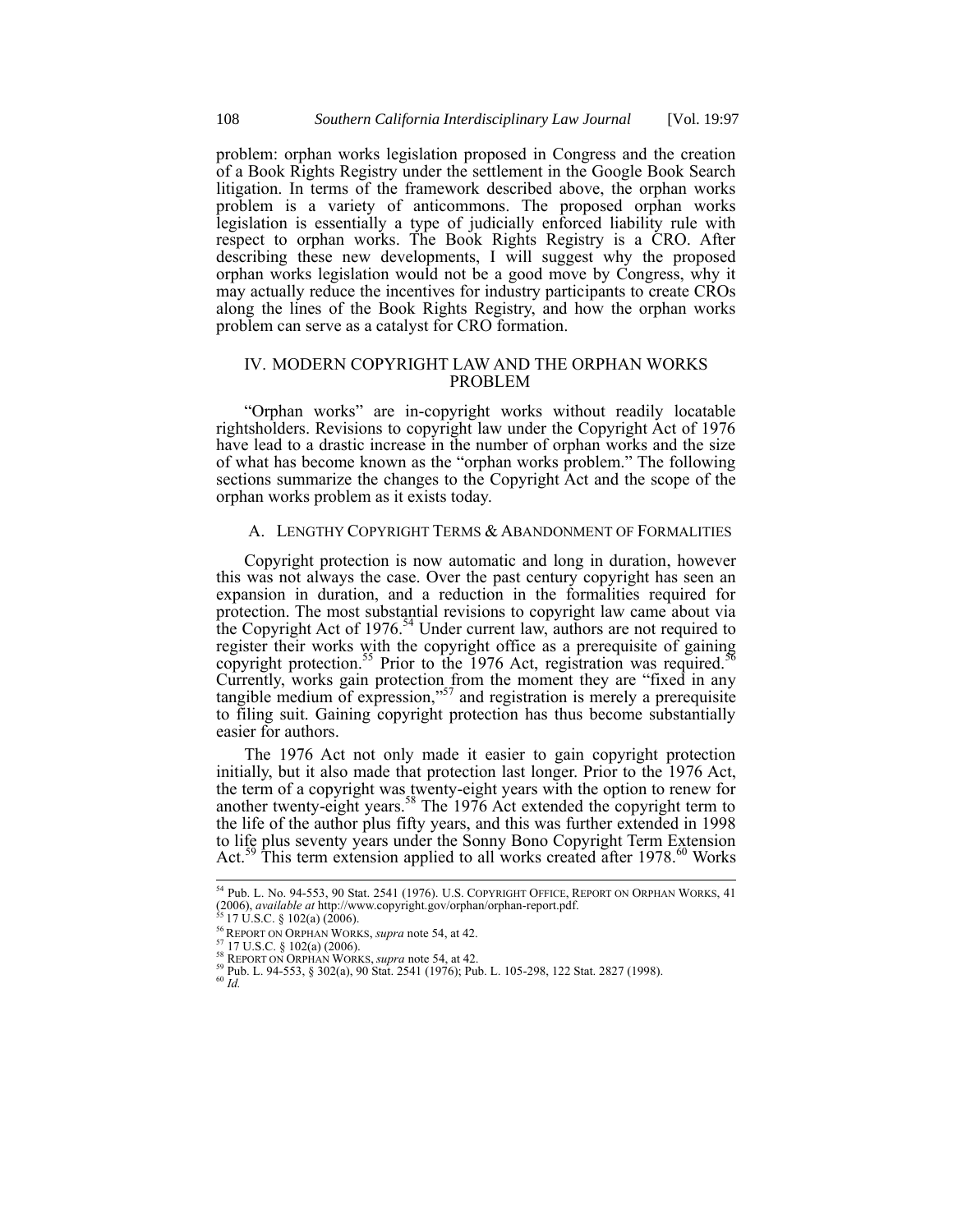problem: orphan works legislation proposed in Congress and the creation of a Book Rights Registry under the settlement in the Google Book Search litigation. In terms of the framework described above, the orphan works problem is a variety of anticommons. The proposed orphan works legislation is essentially a type of judicially enforced liability rule with respect to orphan works. The Book Rights Registry is a CRO. After describing these new developments, I will suggest why the proposed orphan works legislation would not be a good move by Congress, why it may actually reduce the incentives for industry participants to create CROs along the lines of the Book Rights Registry, and how the orphan works problem can serve as a catalyst for CRO formation.

## IV. MODERN COPYRIGHT LAW AND THE ORPHAN WORKS PROBLEM

"Orphan works" are in-copyright works without readily locatable rightsholders. Revisions to copyright law under the Copyright Act of 1976 have lead to a drastic increase in the number of orphan works and the size of what has become known as the "orphan works problem." The following sections summarize the changes to the Copyright Act and the scope of the orphan works problem as it exists today.

### A. LENGTHY COPYRIGHT TERMS & ABANDONMENT OF FORMALITIES

Copyright protection is now automatic and long in duration, however this was not always the case. Over the past century copyright has seen an expansion in duration, and a reduction in the formalities required for protection. The most substantial revisions to copyright law came about via the Copyright Act of 1976.[54] Under current law, authors are not required to register their works with the copyright office as a prerequisite of gaining copyright protection.[55] Prior to the 1976 Act, registration was required.[56] Currently, works gain protection from the moment they are "fixed in any tangible medium of expression,"[57] and registration is merely a prerequisite to filing suit. Gaining copyright protection has thus become substantially easier for authors.

The 1976 Act not only made it easier to gain copyright protection initially, but it also made that protection last longer. Prior to the 1976 Act, the term of a copyright was twenty-eight years with the option to renew for another twenty-eight years.[58] The 1976 Act extended the copyright term to the life of the author plus fifty years, and this was further extended in 1998 to life plus seventy years under the Sonny Bono Copyright Term Extension Act.[59] This term extension applied to all works created after 1978.[60] Works

---

[54] Pub. L. No. 94-553, 90 Stat. 2541 (1976). U.S. COPYRIGHT OFFICE, REPORT ON ORPHAN WORKS, 41 (2006), *available at* http://www.copyright.gov/orphan/orphan-report.pdf.

[55] 17 U.S.C. § 102(a) (2006).

[56] REPORT ON ORPHAN WORKS, *supra* note 54, at 42.

[57] 17 U.S.C. § 102(a) (2006).

[58] REPORT ON ORPHAN WORKS, *supra* note 54, at 42.

[59] Pub. L. 94-553, § 302(a), 90 Stat. 2541 (1976); Pub. L. 105-298, 122 Stat. 2827 (1998).

[60] *Id.*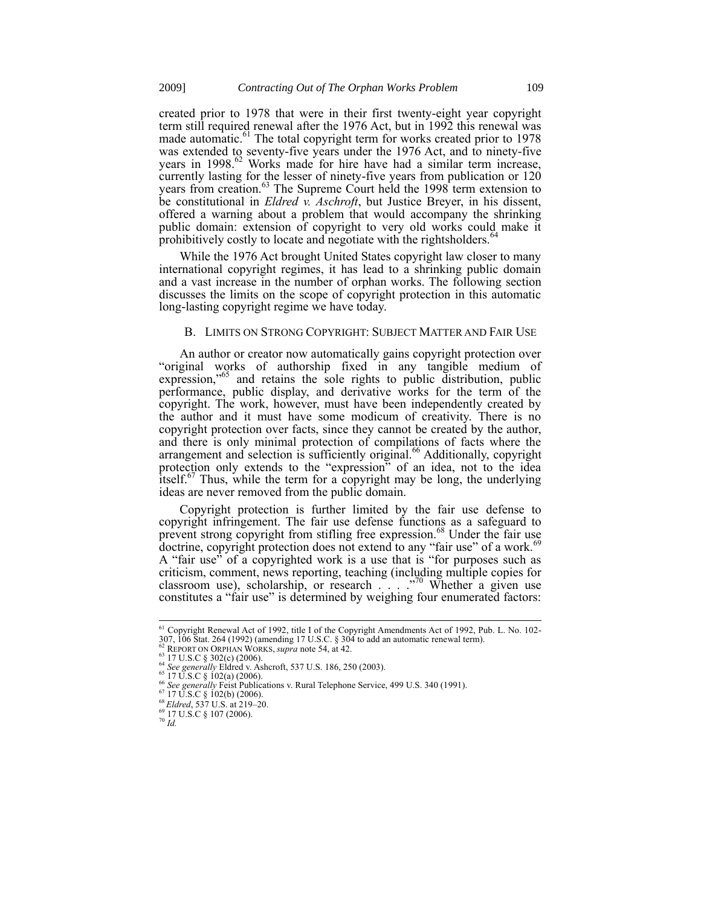created prior to 1978 that were in their first twenty-eight year copyright term still required renewal after the 1976 Act, but in 1992 this renewal was made automatic.[61] The total copyright term for works created prior to 1978 was extended to seventy-five years under the 1976 Act, and to ninety-five years in 1998.[62] Works made for hire have had a similar term increase, currently lasting for the lesser of ninety-five years from publication or 120 years from creation.[63] The Supreme Court held the 1998 term extension to be constitutional in *Eldred v. Aschroft*, but Justice Breyer, in his dissent, offered a warning about a problem that would accompany the shrinking public domain: extension of copyright to very old works could make it prohibitively costly to locate and negotiate with the rightsholders.[64]

While the 1976 Act brought United States copyright law closer to many international copyright regimes, it has lead to a shrinking public domain and a vast increase in the number of orphan works. The following section discusses the limits on the scope of copyright protection in this automatic long-lasting copyright regime we have today.

### B. Limits on Strong Copyright: Subject Matter and Fair Use

An author or creator now automatically gains copyright protection over "original works of authorship fixed in any tangible medium of expression,"[65] and retains the sole rights to public distribution, public performance, public display, and derivative works for the term of the copyright. The work, however, must have been independently created by the author and it must have some modicum of creativity. There is no copyright protection over facts, since they cannot be created by the author, and there is only minimal protection of compilations of facts where the arrangement and selection is sufficiently original.[66] Additionally, copyright protection only extends to the "expression" of an idea, not to the idea itself.[67] Thus, while the term for a copyright may be long, the underlying ideas are never removed from the public domain.

Copyright protection is further limited by the fair use defense to copyright infringement. The fair use defense functions as a safeguard to prevent strong copyright from stifling free expression.[68] Under the fair use doctrine, copyright protection does not extend to any "fair use" of a work.[69] A "fair use" of a copyrighted work is a use that is "for purposes such as criticism, comment, news reporting, teaching (including multiple copies for classroom use), scholarship, or research . . . ."[70] Whether a given use constitutes a "fair use" is determined by weighing four enumerated factors:

---

[61] Copyright Renewal Act of 1992, title I of the Copyright Amendments Act of 1992, Pub. L. No. 102-307, 106 Stat. 264 (1992) (amending 17 U.S.C. § 304 to add an automatic renewal term).
[62] Report on Orphan Works, *supra* note 54, at 42.
[63] 17 U.S.C § 302(c) (2006).
[64] *See generally* Eldred v. Ashcroft, 537 U.S. 186, 250 (2003).
[65] 17 U.S.C § 102(a) (2006).
[66] *See generally* Feist Publications v. Rural Telephone Service, 499 U.S. 340 (1991).
[67] 17 U.S.C § 102(b) (2006).
[68] *Eldred*, 537 U.S. at 219–20.
[69] 17 U.S.C § 107 (2006).
[70] *Id.*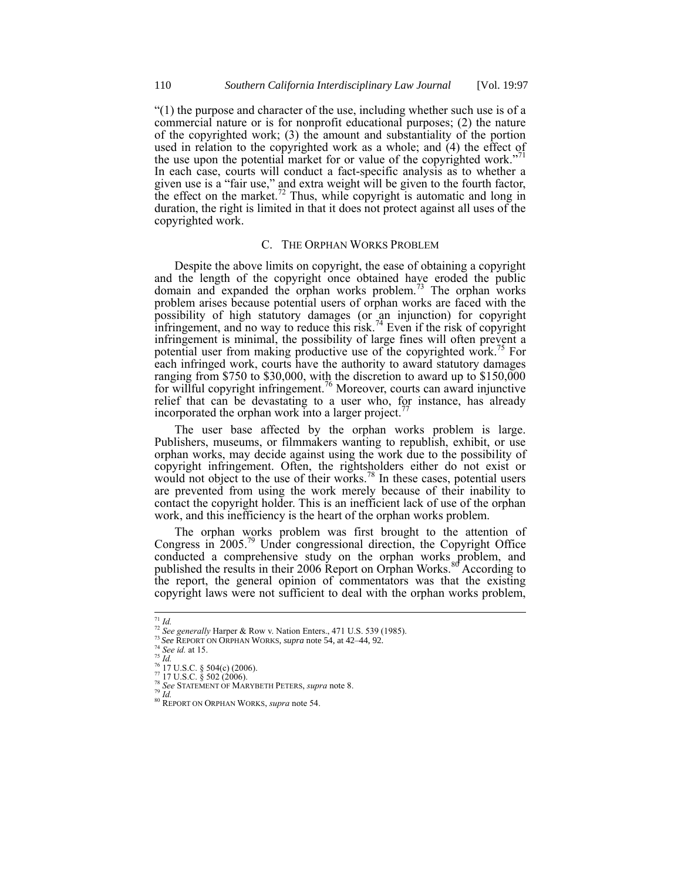"(1) the purpose and character of the use, including whether such use is of a commercial nature or is for nonprofit educational purposes; (2) the nature of the copyrighted work; (3) the amount and substantiality of the portion used in relation to the copyrighted work as a whole; and (4) the effect of the use upon the potential market for or value of the copyrighted work."[71] In each case, courts will conduct a fact-specific analysis as to whether a given use is a "fair use," and extra weight will be given to the fourth factor, the effect on the market.[72] Thus, while copyright is automatic and long in duration, the right is limited in that it does not protect against all uses of the copyrighted work.

### C. The Orphan Works Problem

Despite the above limits on copyright, the ease of obtaining a copyright and the length of the copyright once obtained have eroded the public domain and expanded the orphan works problem.[73] The orphan works problem arises because potential users of orphan works are faced with the possibility of high statutory damages (or an injunction) for copyright infringement, and no way to reduce this risk.[74] Even if the risk of copyright infringement is minimal, the possibility of large fines will often prevent a potential user from making productive use of the copyrighted work.[75] For each infringed work, courts have the authority to award statutory damages ranging from $750 to $30,000, with the discretion to award up to $150,000 for willful copyright infringement.[76] Moreover, courts can award injunctive relief that can be devastating to a user who, for instance, has already incorporated the orphan work into a larger project.[77]

The user base affected by the orphan works problem is large. Publishers, museums, or filmmakers wanting to republish, exhibit, or use orphan works, may decide against using the work due to the possibility of copyright infringement. Often, the rightsholders either do not exist or would not object to the use of their works.[78] In these cases, potential users are prevented from using the work merely because of their inability to contact the copyright holder. This is an inefficient lack of use of the orphan work, and this inefficiency is the heart of the orphan works problem.

The orphan works problem was first brought to the attention of Congress in 2005.[79] Under congressional direction, the Copyright Office conducted a comprehensive study on the orphan works problem, and published the results in their 2006 Report on Orphan Works.[80] According to the report, the general opinion of commentators was that the existing copyright laws were not sufficient to deal with the orphan works problem,

---

[71] *Id.*

[72] *See generally* Harper & Row v. Nation Enters., 471 U.S. 539 (1985).

[73] *See* Report on Orphan Works, *supra* note 54, at 42–44, 92.

[74] *See id.* at 15.

[75] *Id.*

[76] 17 U.S.C. § 504(c) (2006).

[77] 17 U.S.C. § 502 (2006).

[78] *See* Statement of Marybeth Peters, *supra* note 8.

[79] *Id.*

[80] Report on Orphan Works, *supra* note 54.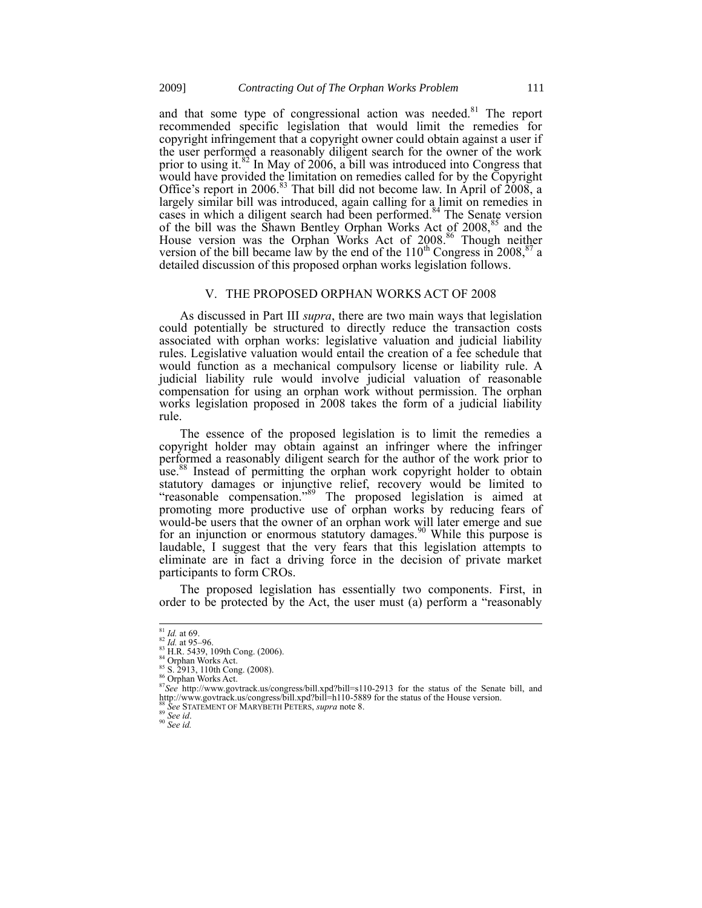and that some type of congressional action was needed.[81] The report recommended specific legislation that would limit the remedies for copyright infringement that a copyright owner could obtain against a user if the user performed a reasonably diligent search for the owner of the work prior to using it.[82] In May of 2006, a bill was introduced into Congress that would have provided the limitation on remedies called for by the Copyright Office's report in 2006.[83] That bill did not become law. In April of 2008, a largely similar bill was introduced, again calling for a limit on remedies in cases in which a diligent search had been performed.[84] The Senate version of the bill was the Shawn Bentley Orphan Works Act of 2008,[85] and the House version was the Orphan Works Act of 2008.[86] Though neither version of the bill became law by the end of the 110th Congress in 2008,[87] a detailed discussion of this proposed orphan works legislation follows.

## V. THE PROPOSED ORPHAN WORKS ACT OF 2008

As discussed in Part III *supra*, there are two main ways that legislation could potentially be structured to directly reduce the transaction costs associated with orphan works: legislative valuation and judicial liability rules. Legislative valuation would entail the creation of a fee schedule that would function as a mechanical compulsory license or liability rule. A judicial liability rule would involve judicial valuation of reasonable compensation for using an orphan work without permission. The orphan works legislation proposed in 2008 takes the form of a judicial liability rule.

The essence of the proposed legislation is to limit the remedies a copyright holder may obtain against an infringer where the infringer performed a reasonably diligent search for the author of the work prior to use.[88] Instead of permitting the orphan work copyright holder to obtain statutory damages or injunctive relief, recovery would be limited to "reasonable compensation."[89] The proposed legislation is aimed at promoting more productive use of orphan works by reducing fears of would-be users that the owner of an orphan work will later emerge and sue for an injunction or enormous statutory damages.[90] While this purpose is laudable, I suggest that the very fears that this legislation attempts to eliminate are in fact a driving force in the decision of private market participants to form CROs.

The proposed legislation has essentially two components. First, in order to be protected by the Act, the user must (a) perform a "reasonably

---

[81] *Id.* at 69.
[82] *Id.* at 95–96.
[83] H.R. 5439, 109th Cong. (2006).
[84] Orphan Works Act.
[85] S. 2913, 110th Cong. (2008).
[86] Orphan Works Act.
[87] *See* http://www.govtrack.us/congress/bill.xpd?bill=s110-2913 for the status of the Senate bill, and http://www.govtrack.us/congress/bill.xpd?bill=h110-5889 for the status of the House version.
[88] *See* STATEMENT OF MARYBETH PETERS, *supra* note 8.
[89] *See id*.
[90] *See id.*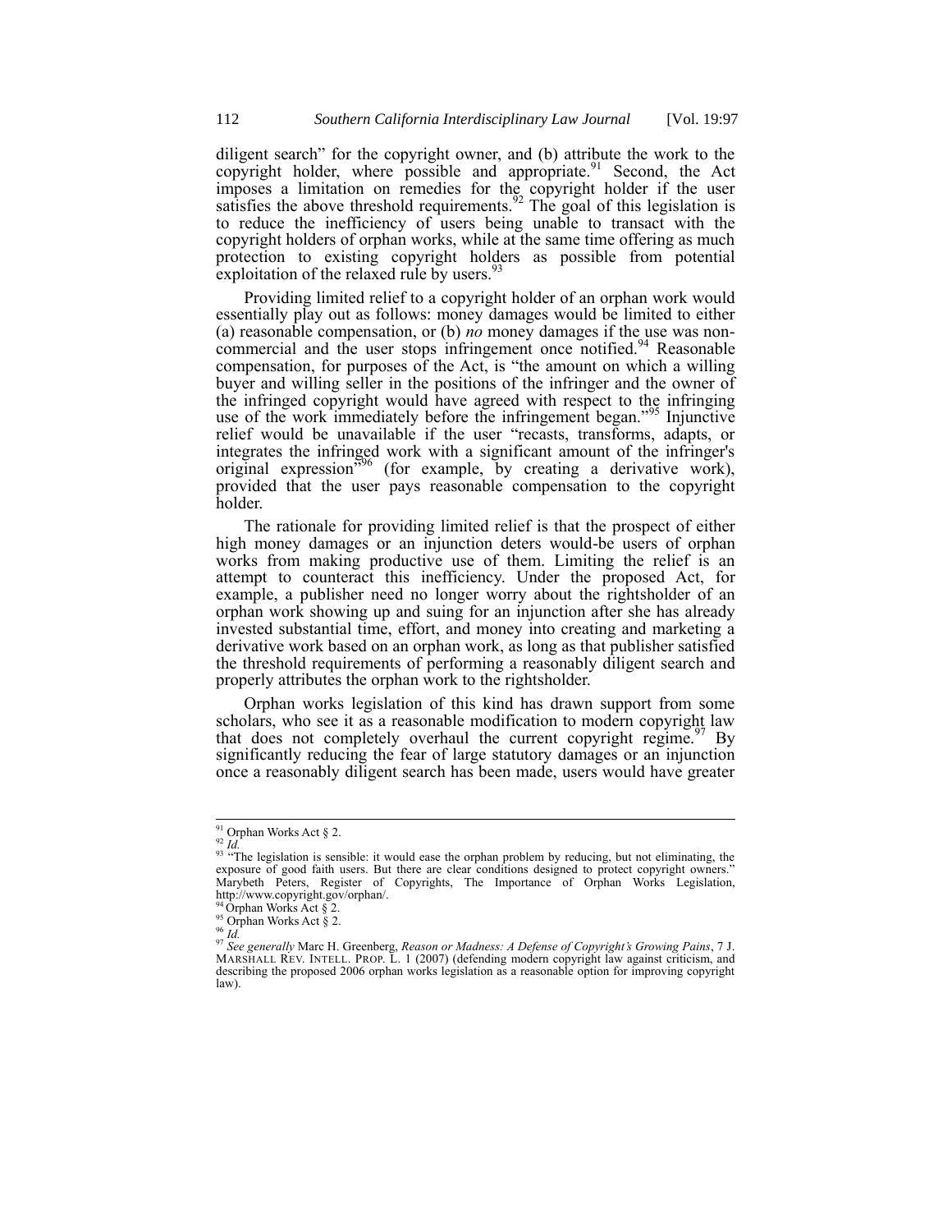diligent search" for the copyright owner, and (b) attribute the work to the copyright holder, where possible and appropriate.[91] Second, the Act imposes a limitation on remedies for the copyright holder if the user satisfies the above threshold requirements.[92] The goal of this legislation is to reduce the inefficiency of users being unable to transact with the copyright holders of orphan works, while at the same time offering as much protection to existing copyright holders as possible from potential exploitation of the relaxed rule by users.[93]

Providing limited relief to a copyright holder of an orphan work would essentially play out as follows: money damages would be limited to either (a) reasonable compensation, or (b) *no* money damages if the use was non-commercial and the user stops infringement once notified.[94] Reasonable compensation, for purposes of the Act, is "the amount on which a willing buyer and willing seller in the positions of the infringer and the owner of the infringed copyright would have agreed with respect to the infringing use of the work immediately before the infringement began."[95] Injunctive relief would be unavailable if the user "recasts, transforms, adapts, or integrates the infringed work with a significant amount of the infringer's original expression"[96] (for example, by creating a derivative work), provided that the user pays reasonable compensation to the copyright holder.

The rationale for providing limited relief is that the prospect of either high money damages or an injunction deters would-be users of orphan works from making productive use of them. Limiting the relief is an attempt to counteract this inefficiency. Under the proposed Act, for example, a publisher need no longer worry about the rightsholder of an orphan work showing up and suing for an injunction after she has already invested substantial time, effort, and money into creating and marketing a derivative work based on an orphan work, as long as that publisher satisfied the threshold requirements of performing a reasonably diligent search and properly attributes the orphan work to the rightsholder.

Orphan works legislation of this kind has drawn support from some scholars, who see it as a reasonable modification to modern copyright law that does not completely overhaul the current copyright regime.[97] By significantly reducing the fear of large statutory damages or an injunction once a reasonably diligent search has been made, users would have greater

---

[91] Orphan Works Act § 2.

[92] *Id.*

[93] "The legislation is sensible: it would ease the orphan problem by reducing, but not eliminating, the exposure of good faith users. But there are clear conditions designed to protect copyright owners." Marybeth Peters, Register of Copyrights, The Importance of Orphan Works Legislation, http://www.copyright.gov/orphan/.

[94] Orphan Works Act § 2.

[95] Orphan Works Act § 2.

[96] *Id.*

[97] *See generally* Marc H. Greenberg, *Reason or Madness: A Defense of Copyright's Growing Pains*, 7 J. MARSHALL REV. INTELL. PROP. L. 1 (2007) (defending modern copyright law against criticism, and describing the proposed 2006 orphan works legislation as a reasonable option for improving copyright law).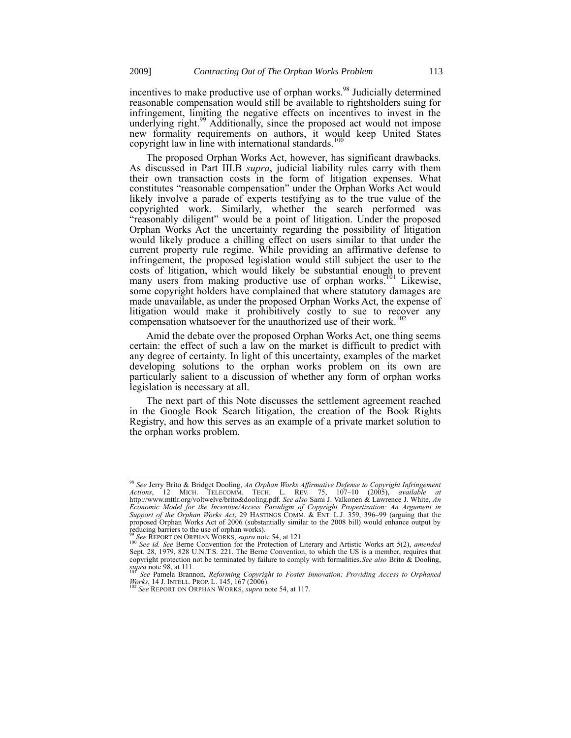incentives to make productive use of orphan works.[98] Judicially determined reasonable compensation would still be available to rightsholders suing for infringement, limiting the negative effects on incentives to invest in the underlying right.[99] Additionally, since the proposed act would not impose new formality requirements on authors, it would keep United States copyright law in line with international standards.[100]

The proposed Orphan Works Act, however, has significant drawbacks. As discussed in Part III.B *supra*, judicial liability rules carry with them their own transaction costs in the form of litigation expenses. What constitutes "reasonable compensation" under the Orphan Works Act would likely involve a parade of experts testifying as to the true value of the copyrighted work. Similarly, whether the search performed was "reasonably diligent" would be a point of litigation. Under the proposed Orphan Works Act the uncertainty regarding the possibility of litigation would likely produce a chilling effect on users similar to that under the current property rule regime. While providing an affirmative defense to infringement, the proposed legislation would still subject the user to the costs of litigation, which would likely be substantial enough to prevent many users from making productive use of orphan works.[101] Likewise, some copyright holders have complained that where statutory damages are made unavailable, as under the proposed Orphan Works Act, the expense of litigation would make it prohibitively costly to sue to recover any compensation whatsoever for the unauthorized use of their work.[102]

Amid the debate over the proposed Orphan Works Act, one thing seems certain: the effect of such a law on the market is difficult to predict with any degree of certainty. In light of this uncertainty, examples of the market developing solutions to the orphan works problem on its own are particularly salient to a discussion of whether any form of orphan works legislation is necessary at all.

The next part of this Note discusses the settlement agreement reached in the Google Book Search litigation, the creation of the Book Rights Registry, and how this serves as an example of a private market solution to the orphan works problem.

---

[98] *See* Jerry Brito & Bridget Dooling, *An Orphan Works Affirmative Defense to Copyright Infringement Actions*, 12 MICH. TELECOMM. TECH. L. REV. 75, 107–10 (2005), *available at* http://www.mttlr.org/voltwelve/brito&dooling.pdf. *See also* Sami J. Valkonen & Lawrence J. White, *An Economic Model for the Incentive/Access Paradigm of Copyright Propertization: An Argument in Support of the Orphan Works Act*, 29 HASTINGS COMM. & ENT. L.J. 359, 396–99 (arguing that the proposed Orphan Works Act of 2006 (substantially similar to the 2008 bill) would enhance output by reducing barriers to the use of orphan works).

[99] *See* REPORT ON ORPHAN WORKS, *supra* note 54, at 121.

[100] *See id. See* Berne Convention for the Protection of Literary and Artistic Works art 5(2), *amended* Sept. 28, 1979, 828 U.N.T.S. 221. The Berne Convention, to which the US is a member, requires that copyright protection not be terminated by failure to comply with formalities.*See also* Brito & Dooling, *supra* note 98, at 111.

[101] *See* Pamela Brannon, *Reforming Copyright to Foster Innovation: Providing Access to Orphaned Works*, 14 J. INTELL. PROP. L. 145, 167 (2006).

[102] *See* REPORT ON ORPHAN WORKS, *supra* note 54, at 117.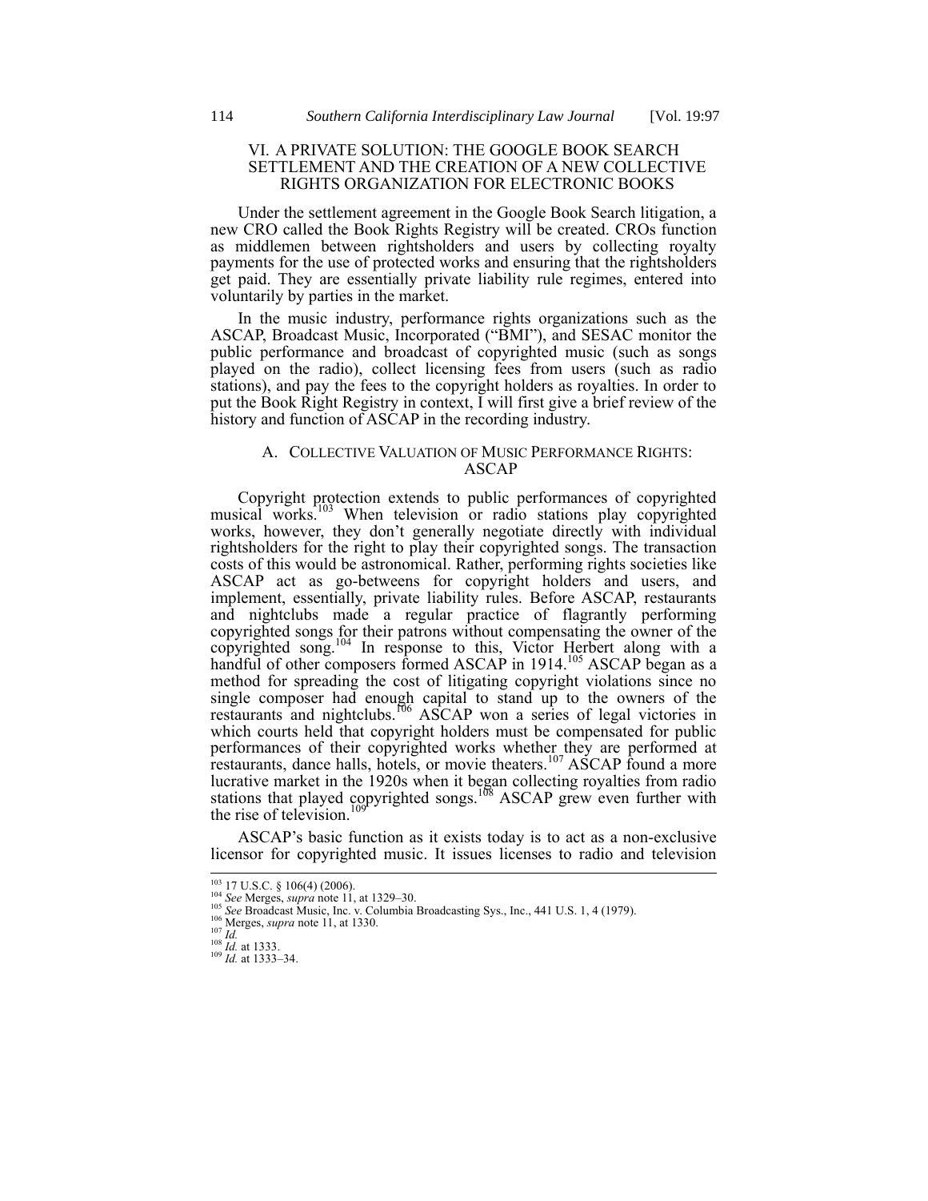## VI. A PRIVATE SOLUTION: THE GOOGLE BOOK SEARCH SETTLEMENT AND THE CREATION OF A NEW COLLECTIVE RIGHTS ORGANIZATION FOR ELECTRONIC BOOKS

Under the settlement agreement in the Google Book Search litigation, a new CRO called the Book Rights Registry will be created. CROs function as middlemen between rightsholders and users by collecting royalty payments for the use of protected works and ensuring that the rightsholders get paid. They are essentially private liability rule regimes, entered into voluntarily by parties in the market.

In the music industry, performance rights organizations such as the ASCAP, Broadcast Music, Incorporated ("BMI"), and SESAC monitor the public performance and broadcast of copyrighted music (such as songs played on the radio), collect licensing fees from users (such as radio stations), and pay the fees to the copyright holders as royalties. In order to put the Book Right Registry in context, I will first give a brief review of the history and function of ASCAP in the recording industry.

### A. COLLECTIVE VALUATION OF MUSIC PERFORMANCE RIGHTS: ASCAP

Copyright protection extends to public performances of copyrighted musical works.[103] When television or radio stations play copyrighted works, however, they don't generally negotiate directly with individual rightsholders for the right to play their copyrighted songs. The transaction costs of this would be astronomical. Rather, performing rights societies like ASCAP act as go-betweens for copyright holders and users, and implement, essentially, private liability rules. Before ASCAP, restaurants and nightclubs made a regular practice of flagrantly performing copyrighted songs for their patrons without compensating the owner of the copyrighted song.[104] In response to this, Victor Herbert along with a handful of other composers formed ASCAP in 1914.[105] ASCAP began as a method for spreading the cost of litigating copyright violations since no single composer had enough capital to stand up to the owners of the restaurants and nightclubs.[106] ASCAP won a series of legal victories in which courts held that copyright holders must be compensated for public performances of their copyrighted works whether they are performed at restaurants, dance halls, hotels, or movie theaters.[107] ASCAP found a more lucrative market in the 1920s when it began collecting royalties from radio stations that played copyrighted songs.[108] ASCAP grew even further with the rise of television.[109]

ASCAP's basic function as it exists today is to act as a non-exclusive licensor for copyrighted music. It issues licenses to radio and television

---

[103] 17 U.S.C. § 106(4) (2006).
[104] *See* Merges, *supra* note 11, at 1329–30.
[105] *See* Broadcast Music, Inc. v. Columbia Broadcasting Sys., Inc., 441 U.S. 1, 4 (1979).
[106] Merges, *supra* note 11, at 1330.
[107] *Id.*
[108] *Id.* at 1333.
[109] *Id.* at 1333–34.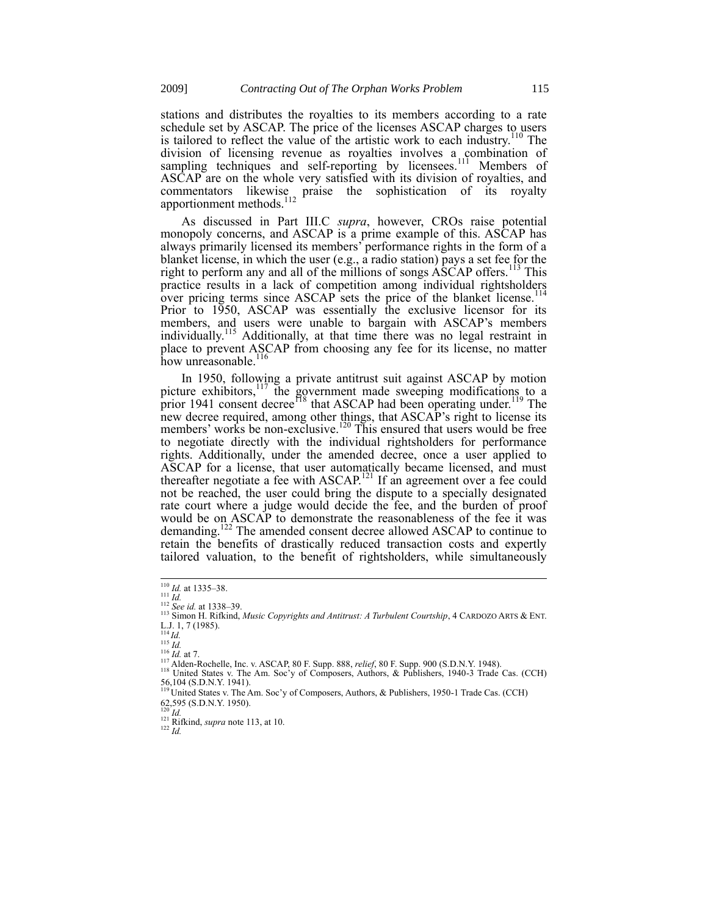stations and distributes the royalties to its members according to a rate schedule set by ASCAP. The price of the licenses ASCAP charges to users is tailored to reflect the value of the artistic work to each industry.[110] The division of licensing revenue as royalties involves a combination of sampling techniques and self-reporting by licensees.[111] Members of ASCAP are on the whole very satisfied with its division of royalties, and commentators likewise praise the sophistication of its royalty apportionment methods.[112]

As discussed in Part III.C *supra*, however, CROs raise potential monopoly concerns, and ASCAP is a prime example of this. ASCAP has always primarily licensed its members' performance rights in the form of a blanket license, in which the user (e.g., a radio station) pays a set fee for the right to perform any and all of the millions of songs ASCAP offers.[113] This practice results in a lack of competition among individual rightsholders over pricing terms since ASCAP sets the price of the blanket license.[114] Prior to 1950, ASCAP was essentially the exclusive licensor for its members, and users were unable to bargain with ASCAP's members individually.[115] Additionally, at that time there was no legal restraint in place to prevent ASCAP from choosing any fee for its license, no matter how unreasonable.[116]

In 1950, following a private antitrust suit against ASCAP by motion picture exhibitors,[117] the government made sweeping modifications to a prior 1941 consent decree[118] that ASCAP had been operating under.[119] The new decree required, among other things, that ASCAP's right to license its members' works be non-exclusive.[120] This ensured that users would be free to negotiate directly with the individual rightsholders for performance rights. Additionally, under the amended decree, once a user applied to ASCAP for a license, that user automatically became licensed, and must thereafter negotiate a fee with ASCAP.[121] If an agreement over a fee could not be reached, the user could bring the dispute to a specially designated rate court where a judge would decide the fee, and the burden of proof would be on ASCAP to demonstrate the reasonableness of the fee it was demanding.[122] The amended consent decree allowed ASCAP to continue to retain the benefits of drastically reduced transaction costs and expertly tailored valuation, to the benefit of rightsholders, while simultaneously

---

[110] *Id.* at 1335–38.

[111] *Id.*

[112] *See id.* at 1338–39.

[113] Simon H. Rifkind, *Music Copyrights and Antitrust: A Turbulent Courtship*, 4 CARDOZO ARTS & ENT. L.J. 1, 7 (1985).

[114] *Id.*

[115] *Id.*

[116] *Id.* at 7.

[117] Alden-Rochelle, Inc. v. ASCAP, 80 F. Supp. 888, *relief*, 80 F. Supp. 900 (S.D.N.Y. 1948).

[118] United States v. The Am. Soc'y of Composers, Authors, & Publishers, 1940-3 Trade Cas. (CCH) 56,104 (S.D.N.Y. 1941).

[119] United States v. The Am. Soc'y of Composers, Authors, & Publishers, 1950-1 Trade Cas. (CCH) 62,595 (S.D.N.Y. 1950).

[120] *Id.*

[121] Rifkind, *supra* note 113, at 10.

[122] *Id.*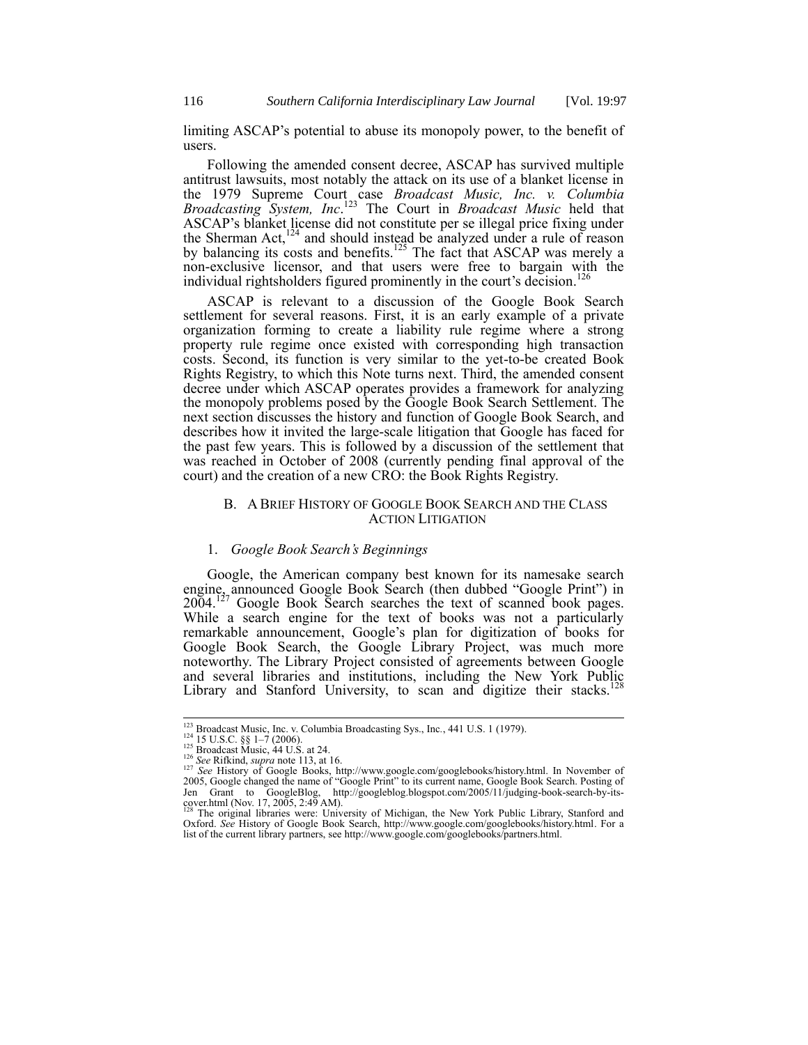limiting ASCAP's potential to abuse its monopoly power, to the benefit of users.

Following the amended consent decree, ASCAP has survived multiple antitrust lawsuits, most notably the attack on its use of a blanket license in the 1979 Supreme Court case *Broadcast Music, Inc. v. Columbia Broadcasting System, Inc*.[123] The Court in *Broadcast Music* held that ASCAP's blanket license did not constitute per se illegal price fixing under the Sherman Act,[124] and should instead be analyzed under a rule of reason by balancing its costs and benefits.[125] The fact that ASCAP was merely a non-exclusive licensor, and that users were free to bargain with the individual rightsholders figured prominently in the court's decision.[126]

ASCAP is relevant to a discussion of the Google Book Search settlement for several reasons. First, it is an early example of a private organization forming to create a liability rule regime where a strong property rule regime once existed with corresponding high transaction costs. Second, its function is very similar to the yet-to-be created Book Rights Registry, to which this Note turns next. Third, the amended consent decree under which ASCAP operates provides a framework for analyzing the monopoly problems posed by the Google Book Search Settlement. The next section discusses the history and function of Google Book Search, and describes how it invited the large-scale litigation that Google has faced for the past few years. This is followed by a discussion of the settlement that was reached in October of 2008 (currently pending final approval of the court) and the creation of a new CRO: the Book Rights Registry.

## B. A Brief History of Google Book Search and the Class Action Litigation

### 1. *Google Book Search's Beginnings*

Google, the American company best known for its namesake search engine, announced Google Book Search (then dubbed "Google Print") in 2004.[127] Google Book Search searches the text of scanned book pages. While a search engine for the text of books was not a particularly remarkable announcement, Google's plan for digitization of books for Google Book Search, the Google Library Project, was much more noteworthy. The Library Project consisted of agreements between Google and several libraries and institutions, including the New York Public Library and Stanford University, to scan and digitize their stacks.[128]

---

[123] Broadcast Music, Inc. v. Columbia Broadcasting Sys., Inc., 441 U.S. 1 (1979).

[124] 15 U.S.C. §§ 1–7 (2006).

[125] Broadcast Music, 44 U.S. at 24.

[126] *See* Rifkind, *supra* note 113, at 16.

[127] *See* History of Google Books, http://www.google.com/googlebooks/history.html. In November of 2005, Google changed the name of "Google Print" to its current name, Google Book Search. Posting of Jen Grant to GoogleBlog, http://googleblog.blogspot.com/2005/11/judging-book-search-by-its-cover.html (Nov. 17, 2005, 2:49 AM).

[128] The original libraries were: University of Michigan, the New York Public Library, Stanford and Oxford. *See* History of Google Book Search, http://www.google.com/googlebooks/history.html. For a list of the current library partners, see http://www.google.com/googlebooks/partners.html.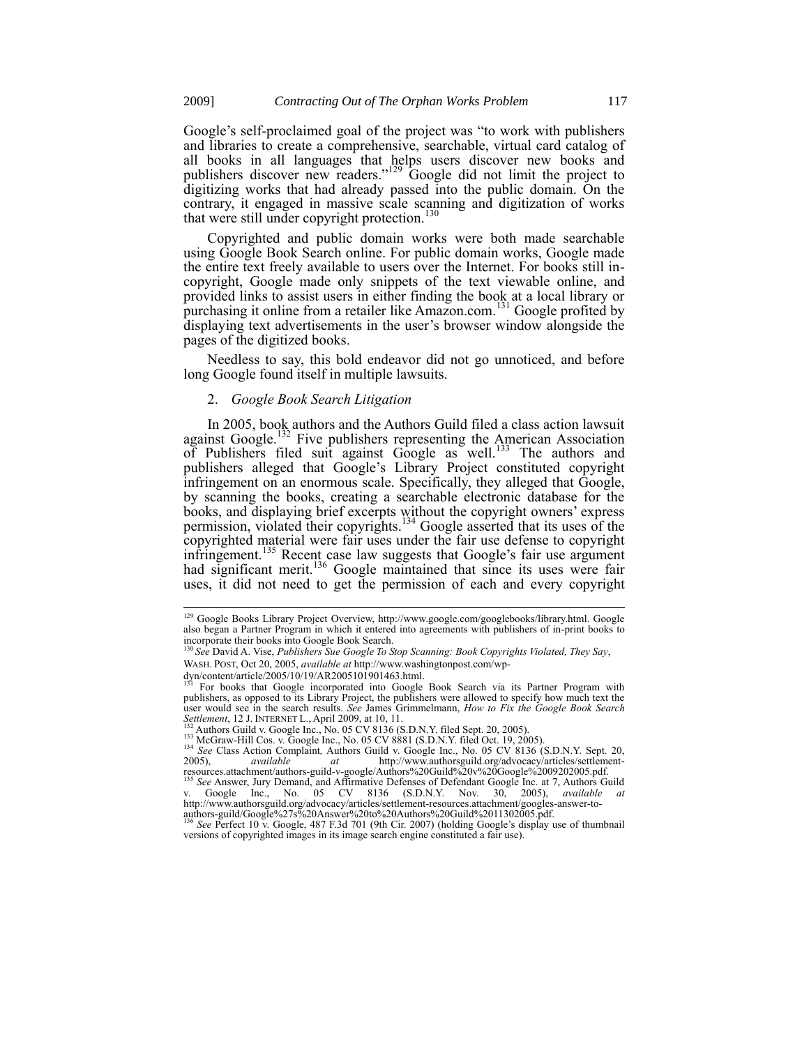Google's self-proclaimed goal of the project was "to work with publishers and libraries to create a comprehensive, searchable, virtual card catalog of all books in all languages that helps users discover new books and publishers discover new readers."[129] Google did not limit the project to digitizing works that had already passed into the public domain. On the contrary, it engaged in massive scale scanning and digitization of works that were still under copyright protection.[130]

Copyrighted and public domain works were both made searchable using Google Book Search online. For public domain works, Google made the entire text freely available to users over the Internet. For books still in-copyright, Google made only snippets of the text viewable online, and provided links to assist users in either finding the book at a local library or purchasing it online from a retailer like Amazon.com.[131] Google profited by displaying text advertisements in the user's browser window alongside the pages of the digitized books.

Needless to say, this bold endeavor did not go unnoticed, and before long Google found itself in multiple lawsuits.

### 2. *Google Book Search Litigation*

In 2005, book authors and the Authors Guild filed a class action lawsuit against Google.[132] Five publishers representing the American Association of Publishers filed suit against Google as well.[133] The authors and publishers alleged that Google's Library Project constituted copyright infringement on an enormous scale. Specifically, they alleged that Google, by scanning the books, creating a searchable electronic database for the books, and displaying brief excerpts without the copyright owners' express permission, violated their copyrights.[134] Google asserted that its uses of the copyrighted material were fair uses under the fair use defense to copyright infringement.[135] Recent case law suggests that Google's fair use argument had significant merit.[136] Google maintained that since its uses were fair uses, it did not need to get the permission of each and every copyright

---

[129] Google Books Library Project Overview, http://www.google.com/googlebooks/library.html. Google also began a Partner Program in which it entered into agreements with publishers of in-print books to incorporate their books into Google Book Search.

[130] *See* David A. Vise, *Publishers Sue Google To Stop Scanning: Book Copyrights Violated, They Say*, WASH. POST, Oct 20, 2005, *available at* http://www.washingtonpost.com/wp-dyn/content/article/2005/10/19/AR2005101901463.html.

[131] For books that Google incorporated into Google Book Search via its Partner Program with publishers, as opposed to its Library Project, the publishers were allowed to specify how much text the user would see in the search results. *See* James Grimmelmann, *How to Fix the Google Book Search Settlement*, 12 J. INTERNET L., April 2009, at 10, 11.

[132] Authors Guild v. Google Inc., No. 05 CV 8136 (S.D.N.Y. filed Sept. 20, 2005).

[133] McGraw-Hill Cos. v. Google Inc., No. 05 CV 8881 (S.D.N.Y. filed Oct. 19, 2005).

[134] *See* Class Action Complaint*,* Authors Guild v. Google Inc., No. 05 CV 8136 (S.D.N.Y. Sept. 20, 2005), *available at* http://www.authorsguild.org/advocacy/articles/settlement-resources.attachment/authors-guild-v-google/Authors%20Guild%20v%20Google%2009202005.pdf.

[135] *See* Answer, Jury Demand, and Affirmative Defenses of Defendant Google Inc. at 7, Authors Guild v. Google Inc., No. 05 CV 8136 (S.D.N.Y. Nov. 30, 2005), *available at* http://www.authorsguild.org/advocacy/articles/settlement-resources.attachment/googles-answer-to-authors-guild/Google%27s%20Answer%20to%20Authors%20Guild%2011302005.pdf.

[136] *See* Perfect 10 v. Google, 487 F.3d 701 (9th Cir. 2007) (holding Google's display use of thumbnail versions of copyrighted images in its image search engine constituted a fair use).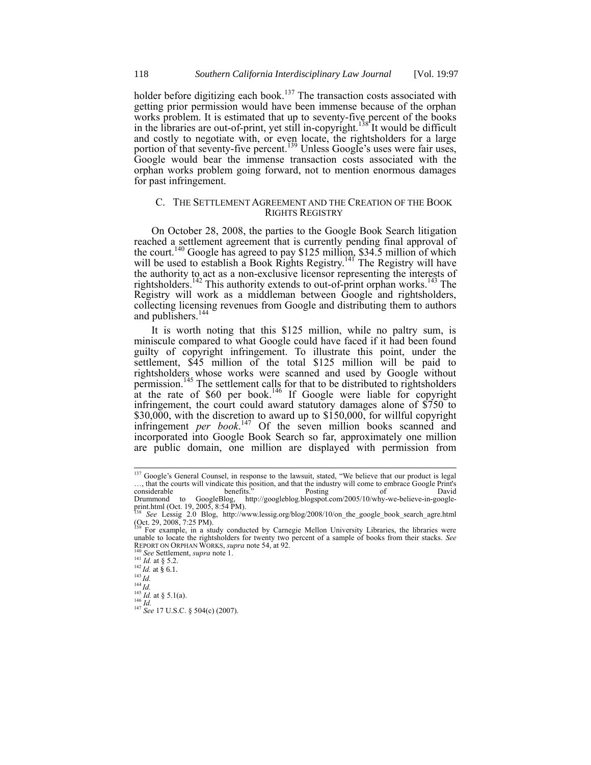holder before digitizing each book.[137] The transaction costs associated with getting prior permission would have been immense because of the orphan works problem. It is estimated that up to seventy-five percent of the books in the libraries are out-of-print, yet still in-copyright.[138] It would be difficult and costly to negotiate with, or even locate, the rightsholders for a large portion of that seventy-five percent.[139] Unless Google's uses were fair uses, Google would bear the immense transaction costs associated with the orphan works problem going forward, not to mention enormous damages for past infringement.

### C. THE SETTLEMENT AGREEMENT AND THE CREATION OF THE BOOK RIGHTS REGISTRY

On October 28, 2008, the parties to the Google Book Search litigation reached a settlement agreement that is currently pending final approval of the court.[140] Google has agreed to pay $125 million, $34.5 million of which will be used to establish a Book Rights Registry.[141] The Registry will have the authority to act as a non-exclusive licensor representing the interests of rightsholders.[142] This authority extends to out-of-print orphan works.[143] The Registry will work as a middleman between Google and rightsholders, collecting licensing revenues from Google and distributing them to authors and publishers.[144]

It is worth noting that this $125 million, while no paltry sum, is miniscule compared to what Google could have faced if it had been found guilty of copyright infringement. To illustrate this point, under the settlement, $45 million of the total $125 million will be paid to rightsholders whose works were scanned and used by Google without permission.[145] The settlement calls for that to be distributed to rightsholders at the rate of $60 per book.[146] If Google were liable for copyright infringement, the court could award statutory damages alone of $750 to $30,000, with the discretion to award up to $150,000, for willful copyright infringement *per book*.[147] Of the seven million books scanned and incorporated into Google Book Search so far, approximately one million are public domain, one million are displayed with permission from

---

[137] Google's General Counsel, in response to the lawsuit, stated, "We believe that our product is legal …, that the courts will vindicate this position, and that the industry will come to embrace Google Print's considerable benefits." Posting of David Drummond to GoogleBlog, http://googleblog.blogspot.com/2005/10/why-we-believe-in-google-print.html (Oct. 19, 2005, 8:54 PM).

[138] *See* Lessig 2.0 Blog, http://www.lessig.org/blog/2008/10/on_the_google_book_search_agre.html (Oct. 29, 2008, 7:25 PM).

[139] For example, in a study conducted by Carnegie Mellon University Libraries, the libraries were unable to locate the rightsholders for twenty two percent of a sample of books from their stacks. *See* REPORT ON ORPHAN WORKS, *supra* note 54, at 92.

[140] *See* Settlement, *supra* note 1.

[141] *Id.* at § 5.2.

[142] *Id.* at § 6.1.

[143] *Id.*

[144] *Id.*

[145] *Id.* at § 5.1(a).

[146] *Id.*

[147] *See* 17 U.S.C. § 504(c) (2007).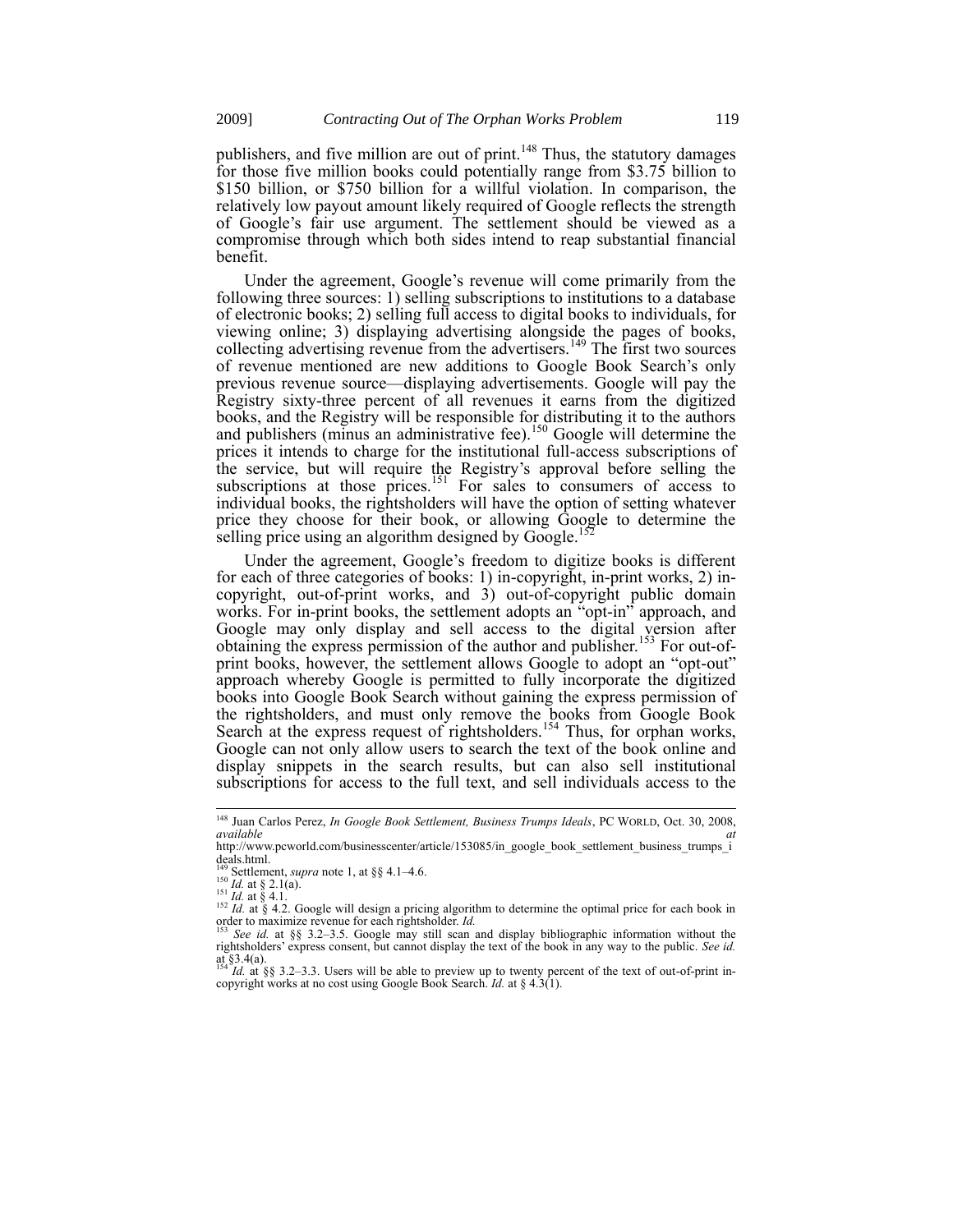publishers, and five million are out of print.[148] Thus, the statutory damages for those five million books could potentially range from $3.75 billion to $150 billion, or $750 billion for a willful violation. In comparison, the relatively low payout amount likely required of Google reflects the strength of Google's fair use argument. The settlement should be viewed as a compromise through which both sides intend to reap substantial financial benefit.

Under the agreement, Google's revenue will come primarily from the following three sources: 1) selling subscriptions to institutions to a database of electronic books; 2) selling full access to digital books to individuals, for viewing online; 3) displaying advertising alongside the pages of books, collecting advertising revenue from the advertisers.[149] The first two sources of revenue mentioned are new additions to Google Book Search's only previous revenue source—displaying advertisements. Google will pay the Registry sixty-three percent of all revenues it earns from the digitized books, and the Registry will be responsible for distributing it to the authors and publishers (minus an administrative fee).[150] Google will determine the prices it intends to charge for the institutional full-access subscriptions of the service, but will require the Registry's approval before selling the subscriptions at those prices.[151] For sales to consumers of access to individual books, the rightsholders will have the option of setting whatever price they choose for their book, or allowing Google to determine the selling price using an algorithm designed by Google.[152]

Under the agreement, Google's freedom to digitize books is different for each of three categories of books: 1) in-copyright, in-print works, 2) in-copyright, out-of-print works, and 3) out-of-copyright public domain works. For in-print books, the settlement adopts an "opt-in" approach, and Google may only display and sell access to the digital version after obtaining the express permission of the author and publisher.[153] For out-of-print books, however, the settlement allows Google to adopt an "opt-out" approach whereby Google is permitted to fully incorporate the digitized books into Google Book Search without gaining the express permission of the rightsholders, and must only remove the books from Google Book Search at the express request of rightsholders.[154] Thus, for orphan works, Google can not only allow users to search the text of the book online and display snippets in the search results, but can also sell institutional subscriptions for access to the full text, and sell individuals access to the

---

[148] Juan Carlos Perez, *In Google Book Settlement, Business Trumps Ideals*, PC WORLD, Oct. 30, 2008, *available at* http://www.pcworld.com/businesscenter/article/153085/in_google_book_settlement_business_trumps_ideals.html.

[149] Settlement, *supra* note 1, at §§ 4.1–4.6.

[150] *Id.* at § 2.1(a).

[151] *Id.* at § 4.1.

[152] *Id.* at § 4.2. Google will design a pricing algorithm to determine the optimal price for each book in order to maximize revenue for each rightsholder. *Id.*

[153] *See id.* at §§ 3.2–3.5. Google may still scan and display bibliographic information without the rightsholders' express consent, but cannot display the text of the book in any way to the public. *See id.* at §3.4(a).

[154] *Id.* at §§ 3.2–3.3. Users will be able to preview up to twenty percent of the text of out-of-print in-copyright works at no cost using Google Book Search. *Id.* at § 4.3(1).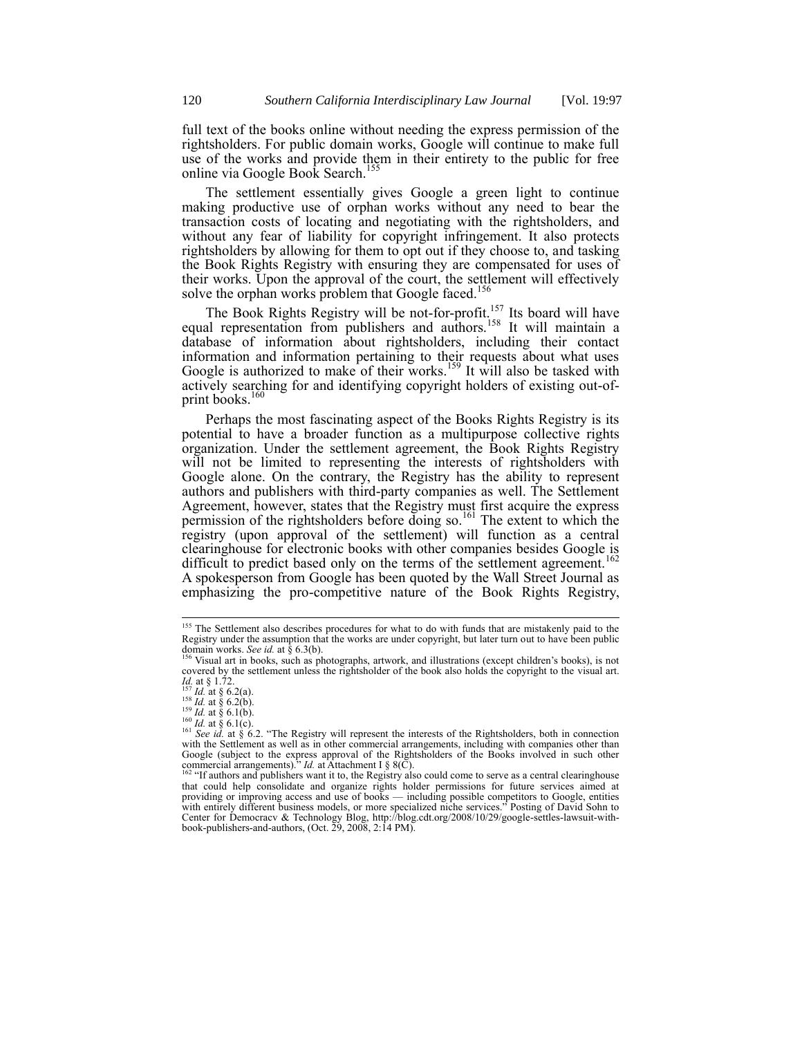full text of the books online without needing the express permission of the rightsholders. For public domain works, Google will continue to make full use of the works and provide them in their entirety to the public for free online via Google Book Search.[155]

The settlement essentially gives Google a green light to continue making productive use of orphan works without any need to bear the transaction costs of locating and negotiating with the rightsholders, and without any fear of liability for copyright infringement. It also protects rightsholders by allowing for them to opt out if they choose to, and tasking the Book Rights Registry with ensuring they are compensated for uses of their works. Upon the approval of the court, the settlement will effectively solve the orphan works problem that Google faced.[156]

The Book Rights Registry will be not-for-profit.[157] Its board will have equal representation from publishers and authors.[158] It will maintain a database of information about rightsholders, including their contact information and information pertaining to their requests about what uses Google is authorized to make of their works.[159] It will also be tasked with actively searching for and identifying copyright holders of existing out-of-print books.[160]

Perhaps the most fascinating aspect of the Books Rights Registry is its potential to have a broader function as a multipurpose collective rights organization. Under the settlement agreement, the Book Rights Registry will not be limited to representing the interests of rightsholders with Google alone. On the contrary, the Registry has the ability to represent authors and publishers with third-party companies as well. The Settlement Agreement, however, states that the Registry must first acquire the express permission of the rightsholders before doing so.[161] The extent to which the registry (upon approval of the settlement) will function as a central clearinghouse for electronic books with other companies besides Google is difficult to predict based only on the terms of the settlement agreement.[162] A spokesperson from Google has been quoted by the Wall Street Journal as emphasizing the pro-competitive nature of the Book Rights Registry,

---

[155] The Settlement also describes procedures for what to do with funds that are mistakenly paid to the Registry under the assumption that the works are under copyright, but later turn out to have been public domain works. *See id.* at § 6.3(b).

[156] Visual art in books, such as photographs, artwork, and illustrations (except children's books), is not covered by the settlement unless the rightsholder of the book also holds the copyright to the visual art. *Id.* at § 1.72.

[157] *Id.* at § 6.2(a).

[158] *Id.* at § 6.2(b).

[159] *Id.* at § 6.1(b).

[160] *Id.* at § 6.1(c).

[161] *See id.* at § 6.2. "The Registry will represent the interests of the Rightsholders, both in connection with the Settlement as well as in other commercial arrangements, including with companies other than Google (subject to the express approval of the Rightsholders of the Books involved in such other commercial arrangements)." *Id.* at Attachment I § 8(C).

[162] "If authors and publishers want it to, the Registry also could come to serve as a central clearinghouse that could help consolidate and organize rights holder permissions for future services aimed at providing or improving access and use of books — including possible competitors to Google, entities with entirely different business models, or more specialized niche services." Posting of David Sohn to Center for Democracy & Technology Blog, http://blog.cdt.org/2008/10/29/google-settles-lawsuit-with-book-publishers-and-authors, (Oct. 29, 2008, 2:14 PM).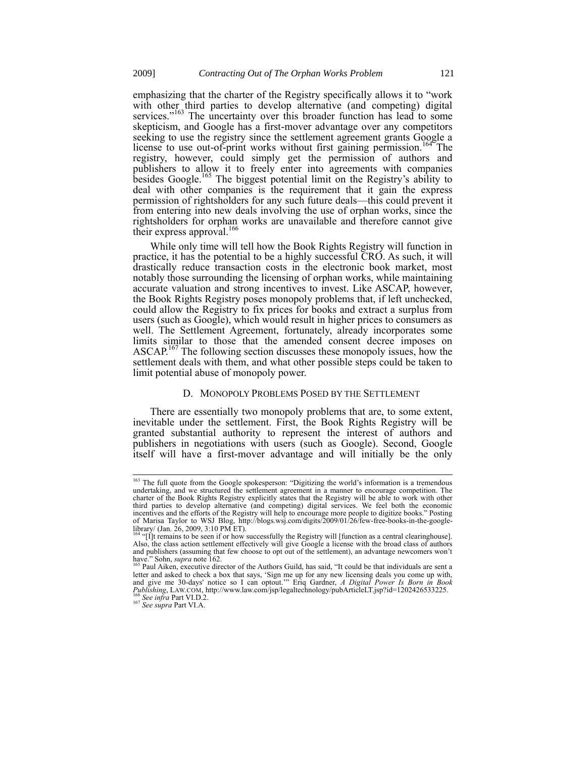emphasizing that the charter of the Registry specifically allows it to "work with other third parties to develop alternative (and competing) digital services."[163] The uncertainty over this broader function has lead to some skepticism, and Google has a first-mover advantage over any competitors seeking to use the registry since the settlement agreement grants Google a license to use out-of-print works without first gaining permission.[164] The registry, however, could simply get the permission of authors and publishers to allow it to freely enter into agreements with companies besides Google.[165] The biggest potential limit on the Registry's ability to deal with other companies is the requirement that it gain the express permission of rightsholders for any such future deals—this could prevent it from entering into new deals involving the use of orphan works, since the rightsholders for orphan works are unavailable and therefore cannot give their express approval.[166]

While only time will tell how the Book Rights Registry will function in practice, it has the potential to be a highly successful CRO. As such, it will drastically reduce transaction costs in the electronic book market, most notably those surrounding the licensing of orphan works, while maintaining accurate valuation and strong incentives to invest. Like ASCAP, however, the Book Rights Registry poses monopoly problems that, if left unchecked, could allow the Registry to fix prices for books and extract a surplus from users (such as Google), which would result in higher prices to consumers as well. The Settlement Agreement, fortunately, already incorporates some limits similar to those that the amended consent decree imposes on ASCAP.[167] The following section discusses these monopoly issues, how the settlement deals with them, and what other possible steps could be taken to limit potential abuse of monopoly power.

### D. MONOPOLY PROBLEMS POSED BY THE SETTLEMENT

There are essentially two monopoly problems that are, to some extent, inevitable under the settlement. First, the Book Rights Registry will be granted substantial authority to represent the interest of authors and publishers in negotiations with users (such as Google). Second, Google itself will have a first-mover advantage and will initially be the only

---

[163] The full quote from the Google spokesperson: "Digitizing the world's information is a tremendous undertaking, and we structured the settlement agreement in a manner to encourage competition. The charter of the Book Rights Registry explicitly states that the Registry will be able to work with other third parties to develop alternative (and competing) digital services. We feel both the economic incentives and the efforts of the Registry will help to encourage more people to digitize books." Posting of Marisa Taylor to WSJ Blog, http://blogs.wsj.com/digits/2009/01/26/few-free-books-in-the-google-library/ (Jan. 26, 2009, 3:10 PM ET).

[164] "[I]t remains to be seen if or how successfully the Registry will [function as a central clearinghouse]. Also, the class action settlement effectively will give Google a license with the broad class of authors and publishers (assuming that few choose to opt out of the settlement), an advantage newcomers won't have." Sohn, *supra* note 162.

[165] Paul Aiken, executive director of the Authors Guild, has said, "It could be that individuals are sent a letter and asked to check a box that says, 'Sign me up for any new licensing deals you come up with, and give me 30-days' notice so I can optout.'" Eriq Gardner, *A Digital Power Is Born in Book Publishing*, LAW.COM, http://www.law.com/jsp/legaltechnology/pubArticleLT.jsp?id=1202426533225.

[166] *See infra* Part VI.D.2.

[167] *See supra* Part VI.A.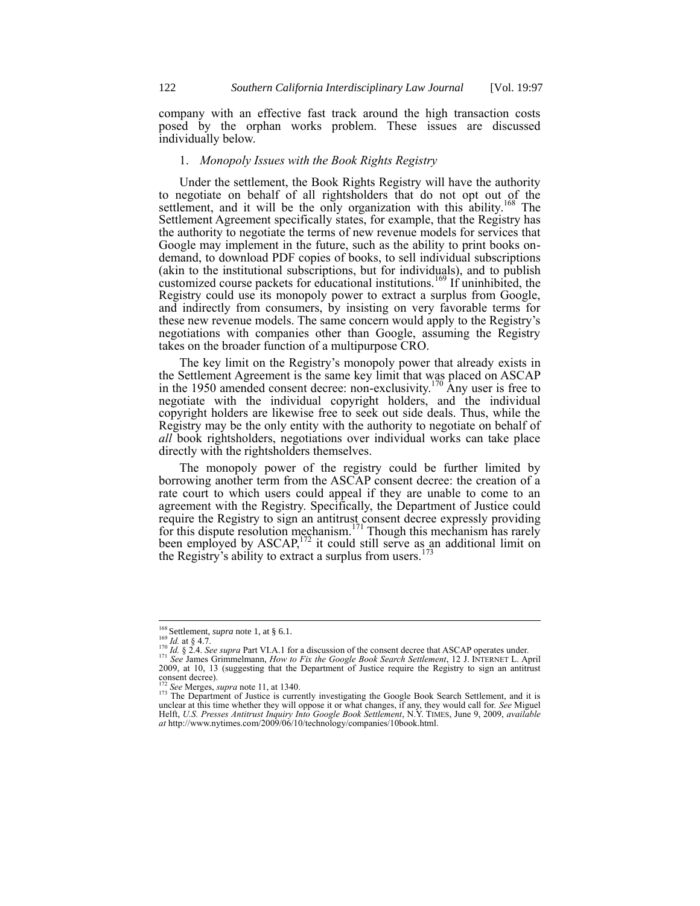company with an effective fast track around the high transaction costs posed by the orphan works problem. These issues are discussed individually below.

### 1. *Monopoly Issues with the Book Rights Registry*

Under the settlement, the Book Rights Registry will have the authority to negotiate on behalf of all rightsholders that do not opt out of the settlement, and it will be the only organization with this ability.[168] The Settlement Agreement specifically states, for example, that the Registry has the authority to negotiate the terms of new revenue models for services that Google may implement in the future, such as the ability to print books on-demand, to download PDF copies of books, to sell individual subscriptions (akin to the institutional subscriptions, but for individuals), and to publish customized course packets for educational institutions.[169] If uninhibited, the Registry could use its monopoly power to extract a surplus from Google, and indirectly from consumers, by insisting on very favorable terms for these new revenue models. The same concern would apply to the Registry's negotiations with companies other than Google, assuming the Registry takes on the broader function of a multipurpose CRO.

The key limit on the Registry's monopoly power that already exists in the Settlement Agreement is the same key limit that was placed on ASCAP in the 1950 amended consent decree: non-exclusivity.[170] Any user is free to negotiate with the individual copyright holders, and the individual copyright holders are likewise free to seek out side deals. Thus, while the Registry may be the only entity with the authority to negotiate on behalf of *all* book rightsholders, negotiations over individual works can take place directly with the rightsholders themselves.

The monopoly power of the registry could be further limited by borrowing another term from the ASCAP consent decree: the creation of a rate court to which users could appeal if they are unable to come to an agreement with the Registry. Specifically, the Department of Justice could require the Registry to sign an antitrust consent decree expressly providing for this dispute resolution mechanism.[171] Though this mechanism has rarely been employed by ASCAP,[172] it could still serve as an additional limit on the Registry's ability to extract a surplus from users.[173]

---

[168] Settlement, *supra* note 1, at § 6.1.

[169] *Id.* at § 4.7.

[170] *Id.* § 2.4. *See supra* Part VI.A.1 for a discussion of the consent decree that ASCAP operates under.

[171] *See* James Grimmelmann, *How to Fix the Google Book Search Settlement*, 12 J. INTERNET L. April 2009, at 10, 13 (suggesting that the Department of Justice require the Registry to sign an antitrust consent decree).

[172] *See* Merges, *supra* note 11, at 1340.

[173] The Department of Justice is currently investigating the Google Book Search Settlement, and it is unclear at this time whether they will oppose it or what changes, if any, they would call for. *See* Miguel Helft, *U.S. Presses Antitrust Inquiry Into Google Book Settlement*, N.Y. TIMES, June 9, 2009, *available at* http://www.nytimes.com/2009/06/10/technology/companies/10book.html.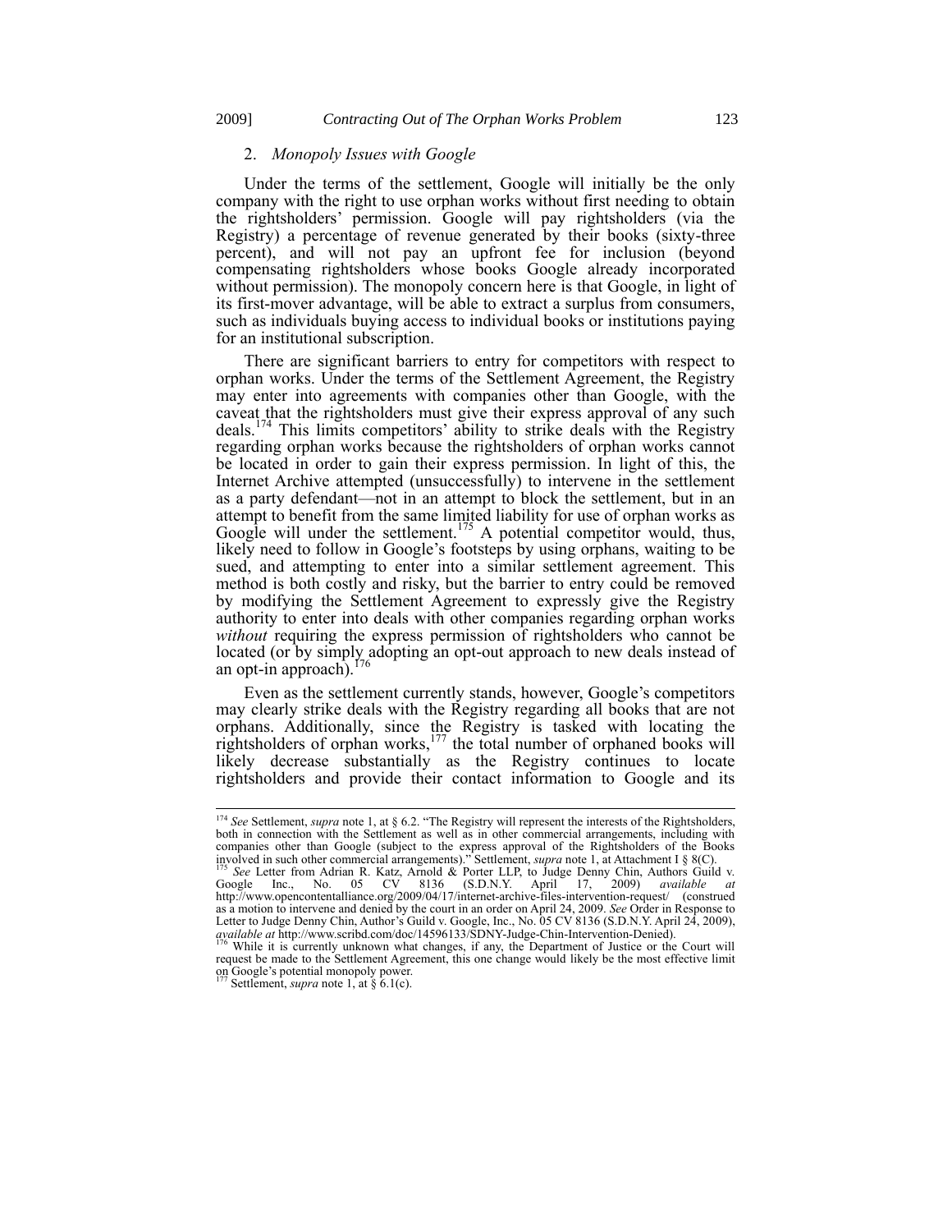### 2. *Monopoly Issues with Google*

Under the terms of the settlement, Google will initially be the only company with the right to use orphan works without first needing to obtain the rightsholders' permission. Google will pay rightsholders (via the Registry) a percentage of revenue generated by their books (sixty-three percent), and will not pay an upfront fee for inclusion (beyond compensating rightsholders whose books Google already incorporated without permission). The monopoly concern here is that Google, in light of its first-mover advantage, will be able to extract a surplus from consumers, such as individuals buying access to individual books or institutions paying for an institutional subscription.

There are significant barriers to entry for competitors with respect to orphan works. Under the terms of the Settlement Agreement, the Registry may enter into agreements with companies other than Google, with the caveat that the rightsholders must give their express approval of any such deals.[174] This limits competitors' ability to strike deals with the Registry regarding orphan works because the rightsholders of orphan works cannot be located in order to gain their express permission. In light of this, the Internet Archive attempted (unsuccessfully) to intervene in the settlement as a party defendant—not in an attempt to block the settlement, but in an attempt to benefit from the same limited liability for use of orphan works as Google will under the settlement.[175] A potential competitor would, thus, likely need to follow in Google's footsteps by using orphans, waiting to be sued, and attempting to enter into a similar settlement agreement. This method is both costly and risky, but the barrier to entry could be removed by modifying the Settlement Agreement to expressly give the Registry authority to enter into deals with other companies regarding orphan works *without* requiring the express permission of rightsholders who cannot be located (or by simply adopting an opt-out approach to new deals instead of an opt-in approach).[176]

Even as the settlement currently stands, however, Google's competitors may clearly strike deals with the Registry regarding all books that are not orphans. Additionally, since the Registry is tasked with locating the rightsholders of orphan works,[177] the total number of orphaned books will likely decrease substantially as the Registry continues to locate rightsholders and provide their contact information to Google and its

---

[174] *See* Settlement, *supra* note 1, at § 6.2. "The Registry will represent the interests of the Rightsholders, both in connection with the Settlement as well as in other commercial arrangements, including with companies other than Google (subject to the express approval of the Rightsholders of the Books involved in such other commercial arrangements)." Settlement, *supra* note 1, at Attachment I § 8(C).

[175] *See* Letter from Adrian R. Katz, Arnold & Porter LLP, to Judge Denny Chin, Authors Guild v. Google Inc., No. 05 CV 8136 (S.D.N.Y. April 17, 2009) *available at* http://www.opencontentalliance.org/2009/04/17/internet-archive-files-intervention-request/ (construed as a motion to intervene and denied by the court in an order on April 24, 2009. *See* Order in Response to Letter to Judge Denny Chin, Author's Guild v. Google, Inc., No. 05 CV 8136 (S.D.N.Y. April 24, 2009), *available at* http://www.scribd.com/doc/14596133/SDNY-Judge-Chin-Intervention-Denied).

[176] While it is currently unknown what changes, if any, the Department of Justice or the Court will request be made to the Settlement Agreement, this one change would likely be the most effective limit on Google's potential monopoly power.

[177] Settlement, *supra* note 1, at § 6.1(c).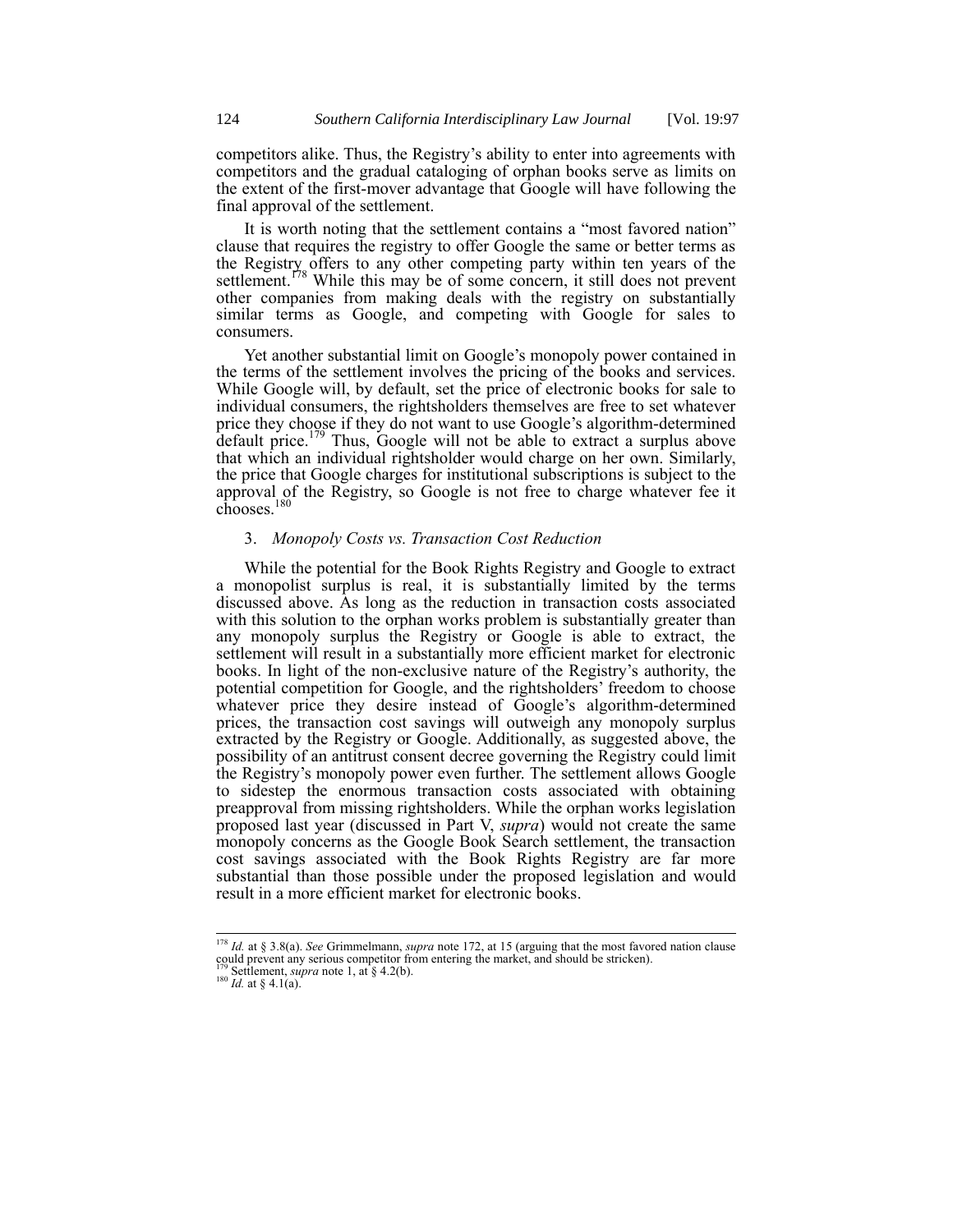competitors alike. Thus, the Registry's ability to enter into agreements with competitors and the gradual cataloging of orphan books serve as limits on the extent of the first-mover advantage that Google will have following the final approval of the settlement.

It is worth noting that the settlement contains a "most favored nation" clause that requires the registry to offer Google the same or better terms as the Registry offers to any other competing party within ten years of the settlement.[178] While this may be of some concern, it still does not prevent other companies from making deals with the registry on substantially similar terms as Google, and competing with Google for sales to consumers.

Yet another substantial limit on Google's monopoly power contained in the terms of the settlement involves the pricing of the books and services. While Google will, by default, set the price of electronic books for sale to individual consumers, the rightsholders themselves are free to set whatever price they choose if they do not want to use Google's algorithm-determined default price.[179] Thus, Google will not be able to extract a surplus above that which an individual rightsholder would charge on her own. Similarly, the price that Google charges for institutional subscriptions is subject to the approval of the Registry, so Google is not free to charge whatever fee it chooses.[180]

### 3. *Monopoly Costs vs. Transaction Cost Reduction*

While the potential for the Book Rights Registry and Google to extract a monopolist surplus is real, it is substantially limited by the terms discussed above. As long as the reduction in transaction costs associated with this solution to the orphan works problem is substantially greater than any monopoly surplus the Registry or Google is able to extract, the settlement will result in a substantially more efficient market for electronic books. In light of the non-exclusive nature of the Registry's authority, the potential competition for Google, and the rightsholders' freedom to choose whatever price they desire instead of Google's algorithm-determined prices, the transaction cost savings will outweigh any monopoly surplus extracted by the Registry or Google. Additionally, as suggested above, the possibility of an antitrust consent decree governing the Registry could limit the Registry's monopoly power even further. The settlement allows Google to sidestep the enormous transaction costs associated with obtaining preapproval from missing rightsholders. While the orphan works legislation proposed last year (discussed in Part V, *supra*) would not create the same monopoly concerns as the Google Book Search settlement, the transaction cost savings associated with the Book Rights Registry are far more substantial than those possible under the proposed legislation and would result in a more efficient market for electronic books.

---

[178] *Id.* at § 3.8(a). *See* Grimmelmann, *supra* note 172, at 15 (arguing that the most favored nation clause could prevent any serious competitor from entering the market, and should be stricken).

[179] Settlement, *supra* note 1, at § 4.2(b).

[180] *Id.* at § 4.1(a).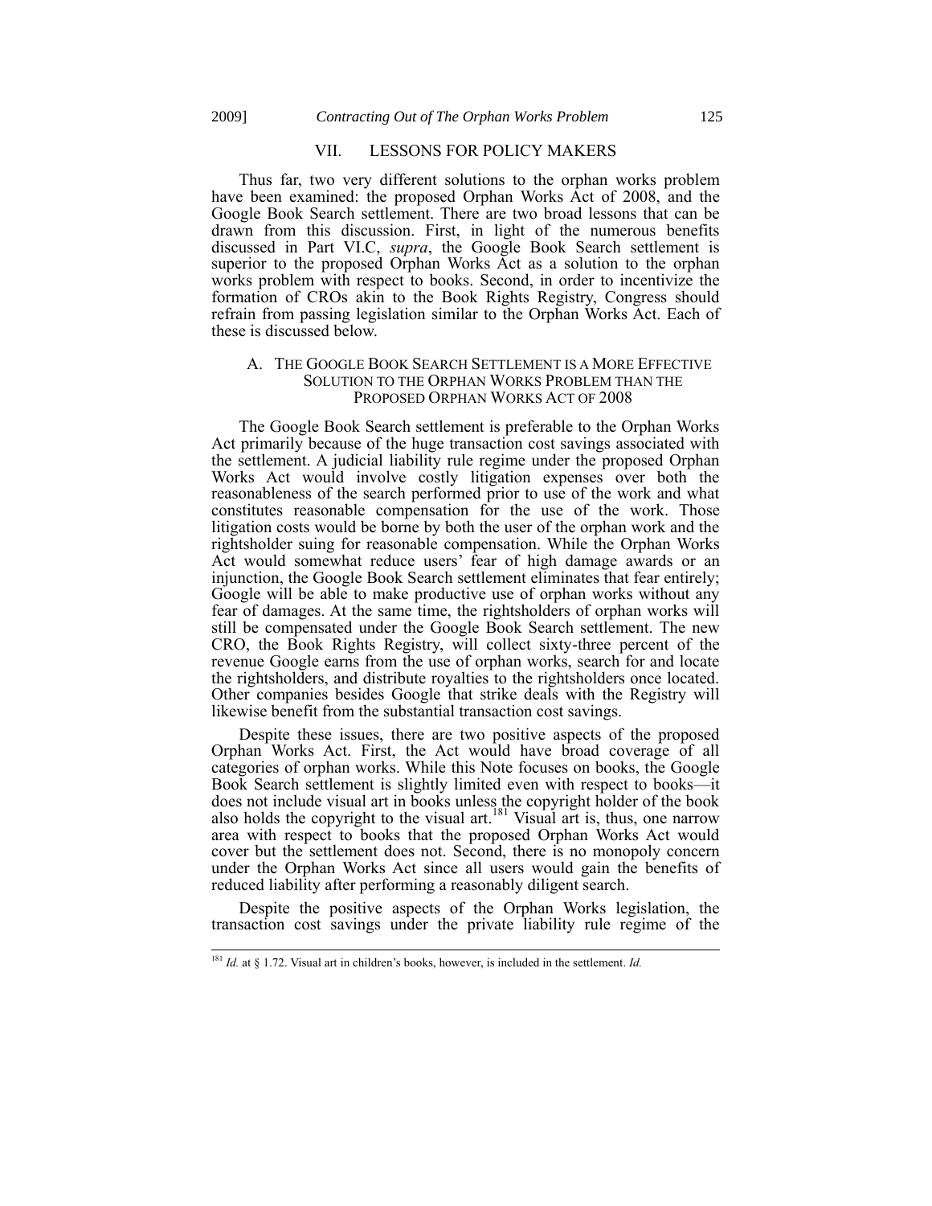## VII. LESSONS FOR POLICY MAKERS

Thus far, two very different solutions to the orphan works problem have been examined: the proposed Orphan Works Act of 2008, and the Google Book Search settlement. There are two broad lessons that can be drawn from this discussion. First, in light of the numerous benefits discussed in Part VI.C, *supra*, the Google Book Search settlement is superior to the proposed Orphan Works Act as a solution to the orphan works problem with respect to books. Second, in order to incentivize the formation of CROs akin to the Book Rights Registry, Congress should refrain from passing legislation similar to the Orphan Works Act. Each of these is discussed below.

### A. THE GOOGLE BOOK SEARCH SETTLEMENT IS A MORE EFFECTIVE SOLUTION TO THE ORPHAN WORKS PROBLEM THAN THE PROPOSED ORPHAN WORKS ACT OF 2008

The Google Book Search settlement is preferable to the Orphan Works Act primarily because of the huge transaction cost savings associated with the settlement. A judicial liability rule regime under the proposed Orphan Works Act would involve costly litigation expenses over both the reasonableness of the search performed prior to use of the work and what constitutes reasonable compensation for the use of the work. Those litigation costs would be borne by both the user of the orphan work and the rightsholder suing for reasonable compensation. While the Orphan Works Act would somewhat reduce users' fear of high damage awards or an injunction, the Google Book Search settlement eliminates that fear entirely; Google will be able to make productive use of orphan works without any fear of damages. At the same time, the rightsholders of orphan works will still be compensated under the Google Book Search settlement. The new CRO, the Book Rights Registry, will collect sixty-three percent of the revenue Google earns from the use of orphan works, search for and locate the rightsholders, and distribute royalties to the rightsholders once located. Other companies besides Google that strike deals with the Registry will likewise benefit from the substantial transaction cost savings.

Despite these issues, there are two positive aspects of the proposed Orphan Works Act. First, the Act would have broad coverage of all categories of orphan works. While this Note focuses on books, the Google Book Search settlement is slightly limited even with respect to books—it does not include visual art in books unless the copyright holder of the book also holds the copyright to the visual art.[181] Visual art is, thus, one narrow area with respect to books that the proposed Orphan Works Act would cover but the settlement does not. Second, there is no monopoly concern under the Orphan Works Act since all users would gain the benefits of reduced liability after performing a reasonably diligent search.

Despite the positive aspects of the Orphan Works legislation, the transaction cost savings under the private liability rule regime of the

---

[181] *Id.* at § 1.72. Visual art in children's books, however, is included in the settlement. *Id.*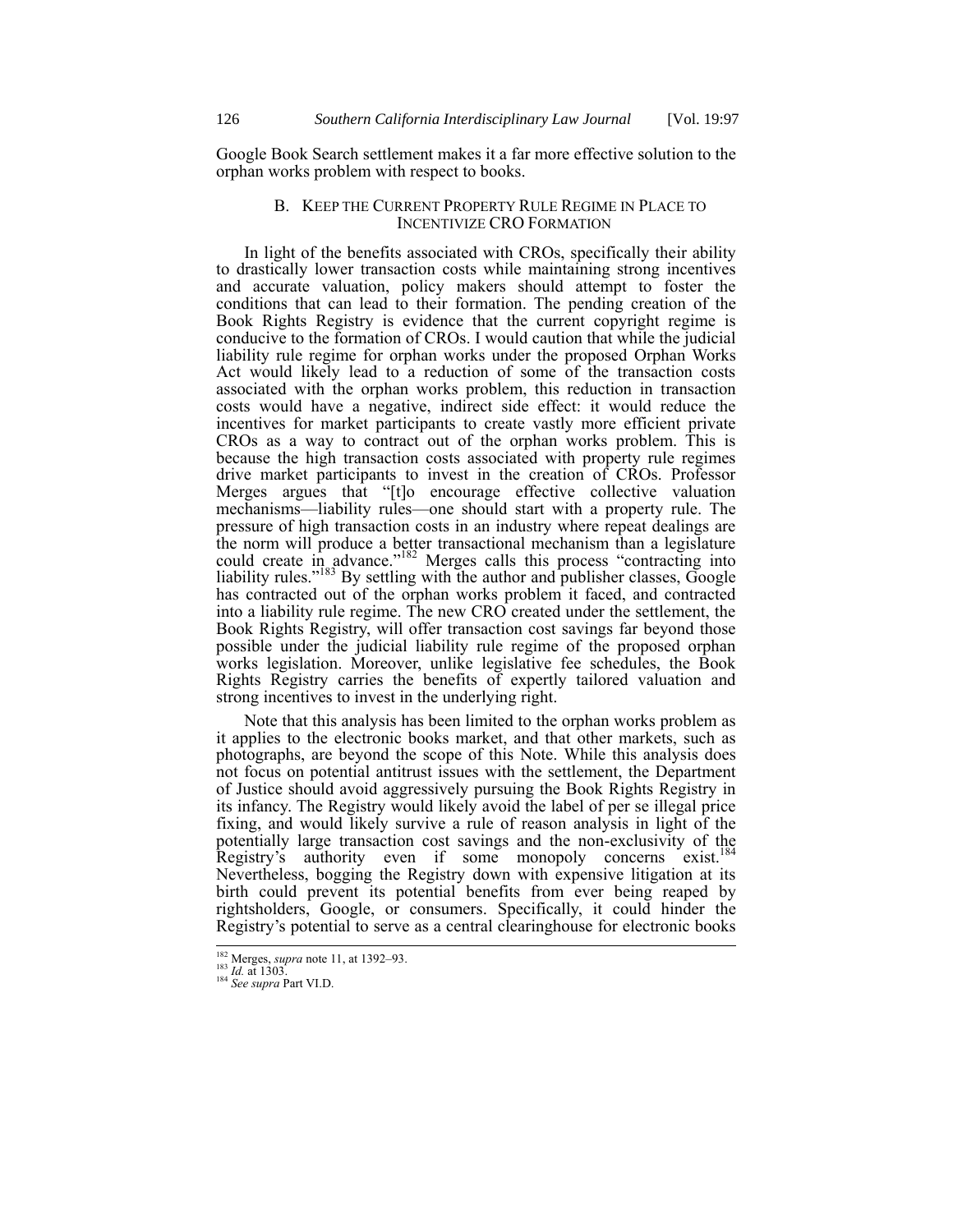Google Book Search settlement makes it a far more effective solution to the orphan works problem with respect to books.

### B. Keep the Current Property Rule Regime in Place to Incentivize CRO Formation

In light of the benefits associated with CROs, specifically their ability to drastically lower transaction costs while maintaining strong incentives and accurate valuation, policy makers should attempt to foster the conditions that can lead to their formation. The pending creation of the Book Rights Registry is evidence that the current copyright regime is conducive to the formation of CROs. I would caution that while the judicial liability rule regime for orphan works under the proposed Orphan Works Act would likely lead to a reduction of some of the transaction costs associated with the orphan works problem, this reduction in transaction costs would have a negative, indirect side effect: it would reduce the incentives for market participants to create vastly more efficient private CROs as a way to contract out of the orphan works problem. This is because the high transaction costs associated with property rule regimes drive market participants to invest in the creation of CROs. Professor Merges argues that "[t]o encourage effective collective valuation mechanisms—liability rules—one should start with a property rule. The pressure of high transaction costs in an industry where repeat dealings are the norm will produce a better transactional mechanism than a legislature could create in advance."[182] Merges calls this process "contracting into liability rules."[183] By settling with the author and publisher classes, Google has contracted out of the orphan works problem it faced, and contracted into a liability rule regime. The new CRO created under the settlement, the Book Rights Registry, will offer transaction cost savings far beyond those possible under the judicial liability rule regime of the proposed orphan works legislation. Moreover, unlike legislative fee schedules, the Book Rights Registry carries the benefits of expertly tailored valuation and strong incentives to invest in the underlying right.

Note that this analysis has been limited to the orphan works problem as it applies to the electronic books market, and that other markets, such as photographs, are beyond the scope of this Note. While this analysis does not focus on potential antitrust issues with the settlement, the Department of Justice should avoid aggressively pursuing the Book Rights Registry in its infancy. The Registry would likely avoid the label of per se illegal price fixing, and would likely survive a rule of reason analysis in light of the potentially large transaction cost savings and the non-exclusivity of the Registry's authority even if some monopoly concerns exist.[184] Nevertheless, bogging the Registry down with expensive litigation at its birth could prevent its potential benefits from ever being reaped by rightsholders, Google, or consumers. Specifically, it could hinder the Registry's potential to serve as a central clearinghouse for electronic books

---

[182] Merges, *supra* note 11, at 1392–93.

[183] *Id.* at 1303.

[184] *See supra* Part VI.D.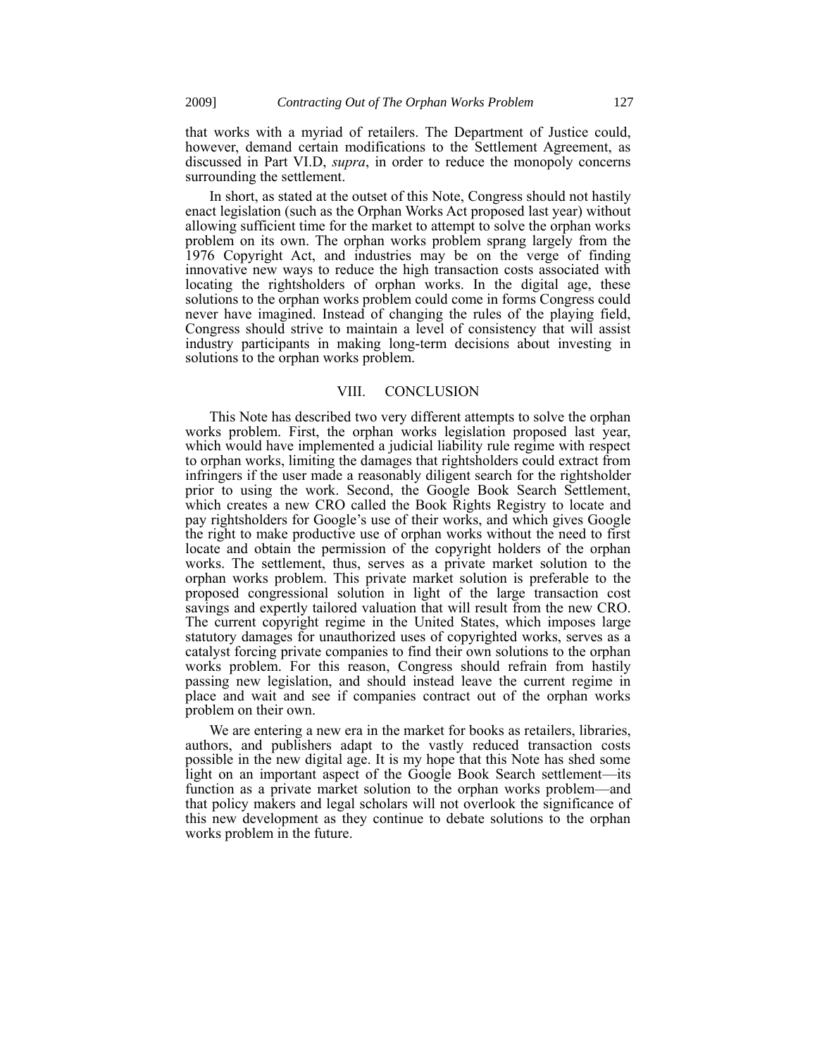that works with a myriad of retailers. The Department of Justice could, however, demand certain modifications to the Settlement Agreement, as discussed in Part VI.D, *supra*, in order to reduce the monopoly concerns surrounding the settlement.

In short, as stated at the outset of this Note, Congress should not hastily enact legislation (such as the Orphan Works Act proposed last year) without allowing sufficient time for the market to attempt to solve the orphan works problem on its own. The orphan works problem sprang largely from the 1976 Copyright Act, and industries may be on the verge of finding innovative new ways to reduce the high transaction costs associated with locating the rightsholders of orphan works. In the digital age, these solutions to the orphan works problem could come in forms Congress could never have imagined. Instead of changing the rules of the playing field, Congress should strive to maintain a level of consistency that will assist industry participants in making long-term decisions about investing in solutions to the orphan works problem.

## VIII. CONCLUSION

This Note has described two very different attempts to solve the orphan works problem. First, the orphan works legislation proposed last year, which would have implemented a judicial liability rule regime with respect to orphan works, limiting the damages that rightsholders could extract from infringers if the user made a reasonably diligent search for the rightsholder prior to using the work. Second, the Google Book Search Settlement, which creates a new CRO called the Book Rights Registry to locate and pay rightsholders for Google's use of their works, and which gives Google the right to make productive use of orphan works without the need to first locate and obtain the permission of the copyright holders of the orphan works. The settlement, thus, serves as a private market solution to the orphan works problem. This private market solution is preferable to the proposed congressional solution in light of the large transaction cost savings and expertly tailored valuation that will result from the new CRO. The current copyright regime in the United States, which imposes large statutory damages for unauthorized uses of copyrighted works, serves as a catalyst forcing private companies to find their own solutions to the orphan works problem. For this reason, Congress should refrain from hastily passing new legislation, and should instead leave the current regime in place and wait and see if companies contract out of the orphan works problem on their own.

We are entering a new era in the market for books as retailers, libraries, authors, and publishers adapt to the vastly reduced transaction costs possible in the new digital age. It is my hope that this Note has shed some light on an important aspect of the Google Book Search settlement—its function as a private market solution to the orphan works problem—and that policy makers and legal scholars will not overlook the significance of this new development as they continue to debate solutions to the orphan works problem in the future.